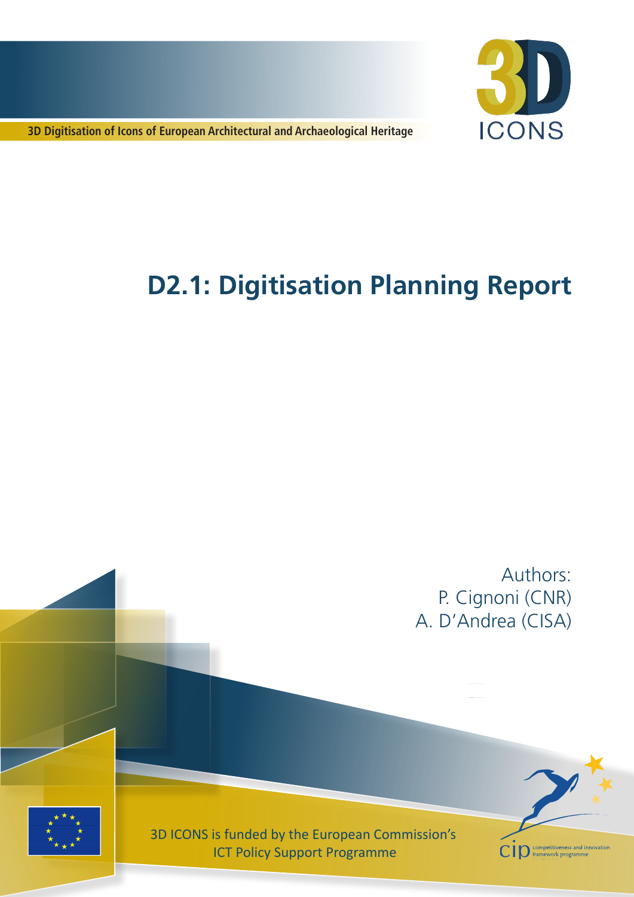3D Digitisation of Icons of European Architectural and Archaeological Heritage

3D ICONS

# D2.1: Digitisation Planning Report

Authors:
P. Cignoni (CNR)
A. D'Andrea (CISA)

3D ICONS is funded by the European Commission's ICT Policy Support Programme

cip competitiveness and innovation framework programme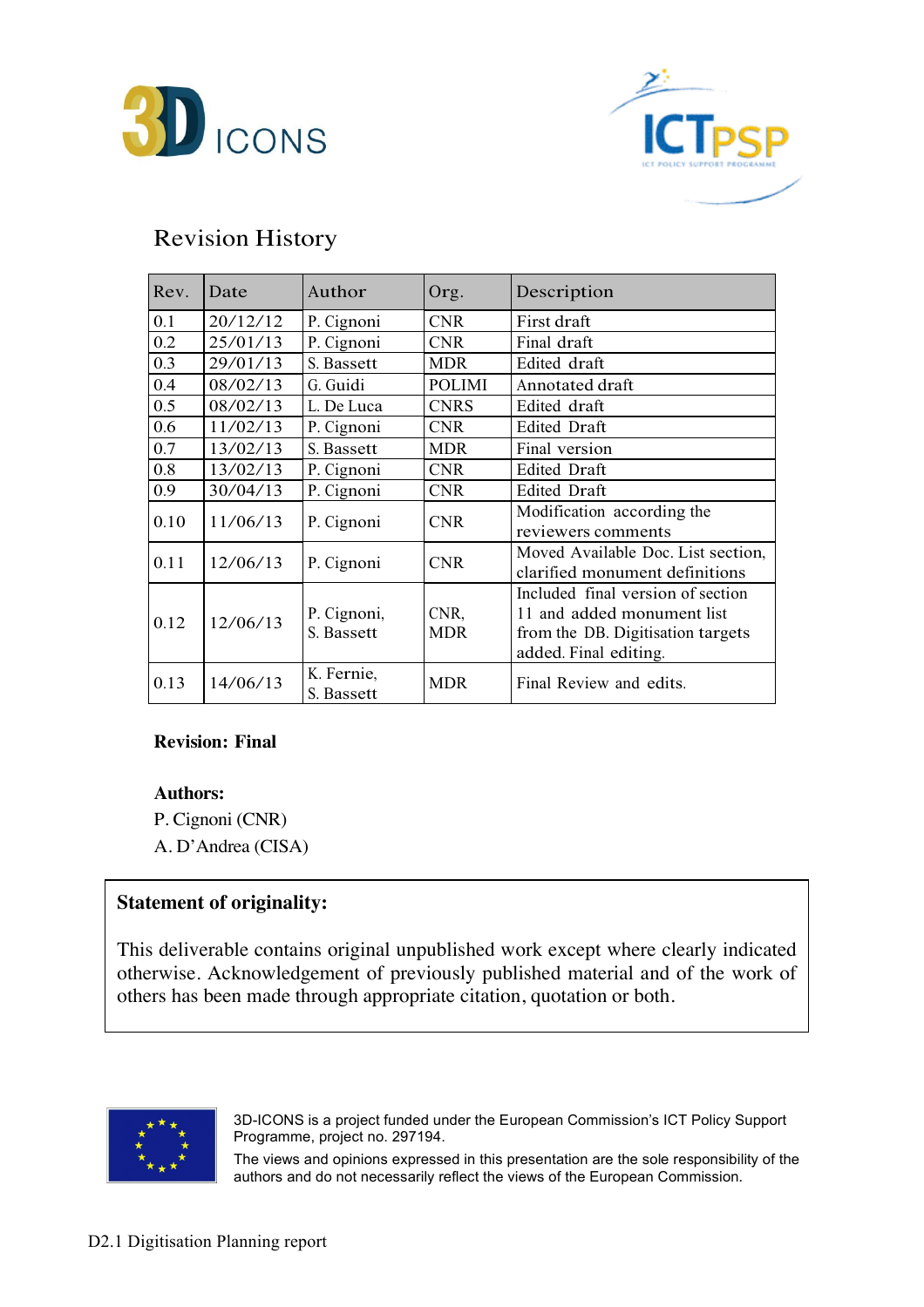## Revision History

| Rev. | Date | Author | Org. | Description |
|---|---|---|---|---|
| 0.1 | 20/12/12 | P. Cignoni | CNR | First draft |
| 0.2 | 25/01/13 | P. Cignoni | CNR | Final draft |
| 0.3 | 29/01/13 | S. Bassett | MDR | Edited draft |
| 0.4 | 08/02/13 | G. Guidi | POLIMI | Annotated draft |
| 0.5 | 08/02/13 | L. De Luca | CNRS | Edited draft |
| 0.6 | 11/02/13 | P. Cignoni | CNR | Edited Draft |
| 0.7 | 13/02/13 | S. Bassett | MDR | Final version |
| 0.8 | 13/02/13 | P. Cignoni | CNR | Edited Draft |
| 0.9 | 30/04/13 | P. Cignoni | CNR | Edited Draft |
| 0.10 | 11/06/13 | P. Cignoni | CNR | Modification according the reviewers comments |
| 0.11 | 12/06/13 | P. Cignoni | CNR | Moved Available Doc. List section, clarified monument definitions |
| 0.12 | 12/06/13 | P. Cignoni, S. Bassett | CNR, MDR | Included final version of section 11 and added monument list from the DB. Digitisation targets added. Final editing. |
| 0.13 | 14/06/13 | K. Fernie, S. Bassett | MDR | Final Review and edits. |

**Revision: Final**

**Authors:**

P. Cignoni (CNR)

A. D'Andrea (CISA)

**Statement of originality:**

This deliverable contains original unpublished work except where clearly indicated otherwise. Acknowledgement of previously published material and of the work of others has been made through appropriate citation, quotation or both.

3D-ICONS is a project funded under the European Commission's ICT Policy Support Programme, project no. 297194.

The views and opinions expressed in this presentation are the sole responsibility of the authors and do not necessarily reflect the views of the European Commission.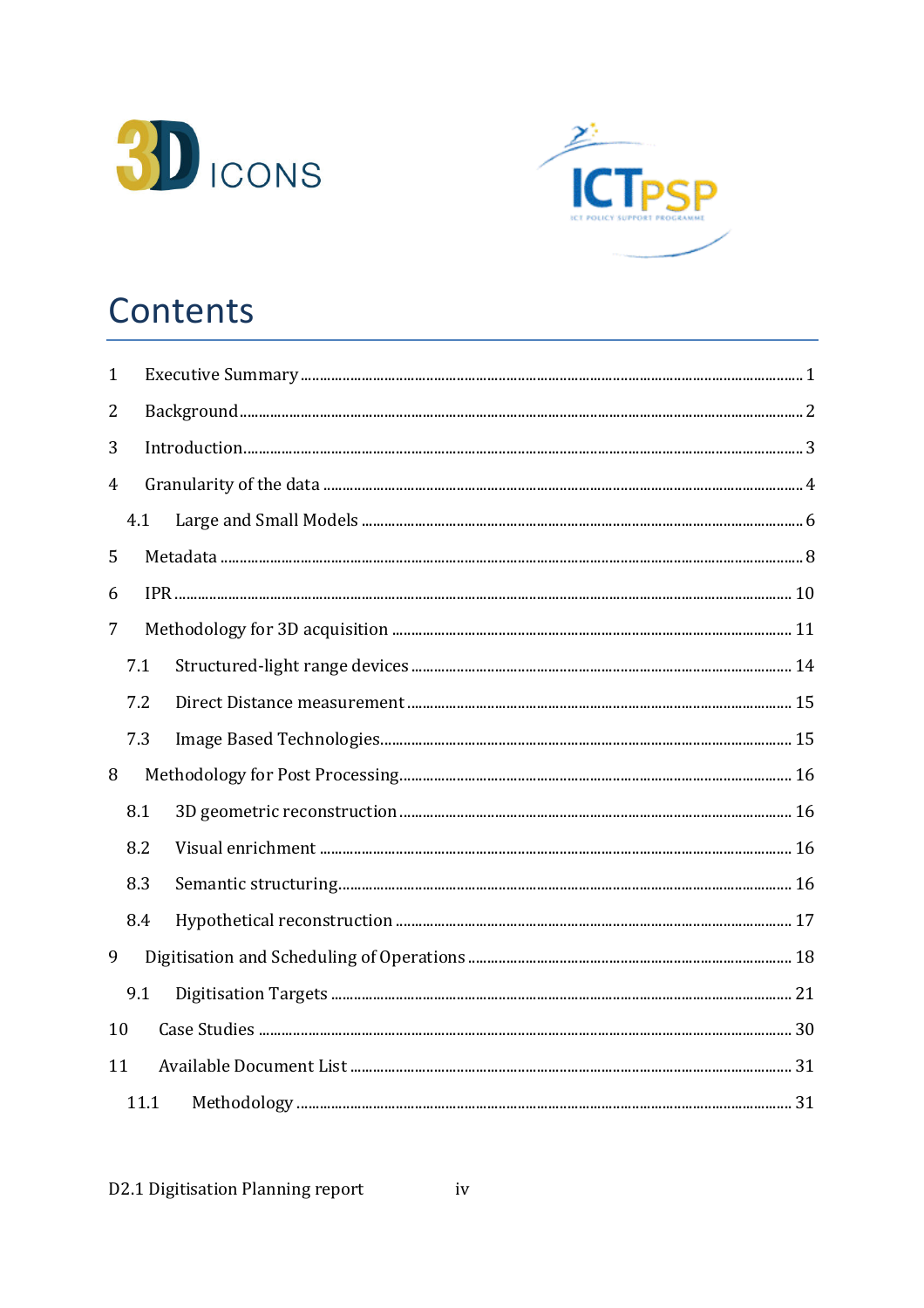# Contents

| | | |
|---|---|---|
| 1 | Executive Summary | 1 |
| 2 | Background | 2 |
| 3 | Introduction | 3 |
| 4 | Granularity of the data | 4 |
| 4.1 | Large and Small Models | 6 |
| 5 | Metadata | 8 |
| 6 | IPR | 10 |
| 7 | Methodology for 3D acquisition | 11 |
| 7.1 | Structured-light range devices | 14 |
| 7.2 | Direct Distance measurement | 15 |
| 7.3 | Image Based Technologies | 15 |
| 8 | Methodology for Post Processing | 16 |
| 8.1 | 3D geometric reconstruction | 16 |
| 8.2 | Visual enrichment | 16 |
| 8.3 | Semantic structuring | 16 |
| 8.4 | Hypothetical reconstruction | 17 |
| 9 | Digitisation and Scheduling of Operations | 18 |
| 9.1 | Digitisation Targets | 21 |
| 10 | Case Studies | 30 |
| 11 | Available Document List | 31 |
| 11.1 | Methodology | 31 |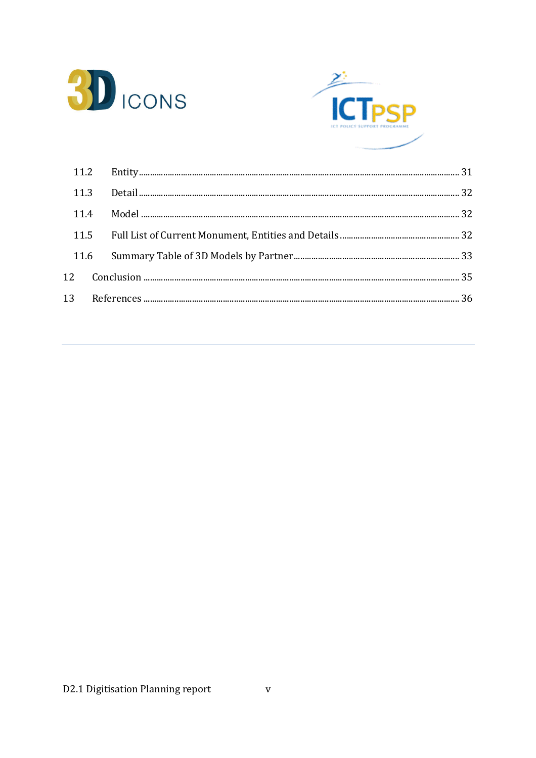- 11.2 Entity ..... 31
- 11.3 Detail ..... 32
- 11.4 Model ..... 32
- 11.5 Full List of Current Monument, Entities and Details ..... 32
- 11.6 Summary Table of 3D Models by Partner ..... 33

12 Conclusion ..... 35

13 References ..... 36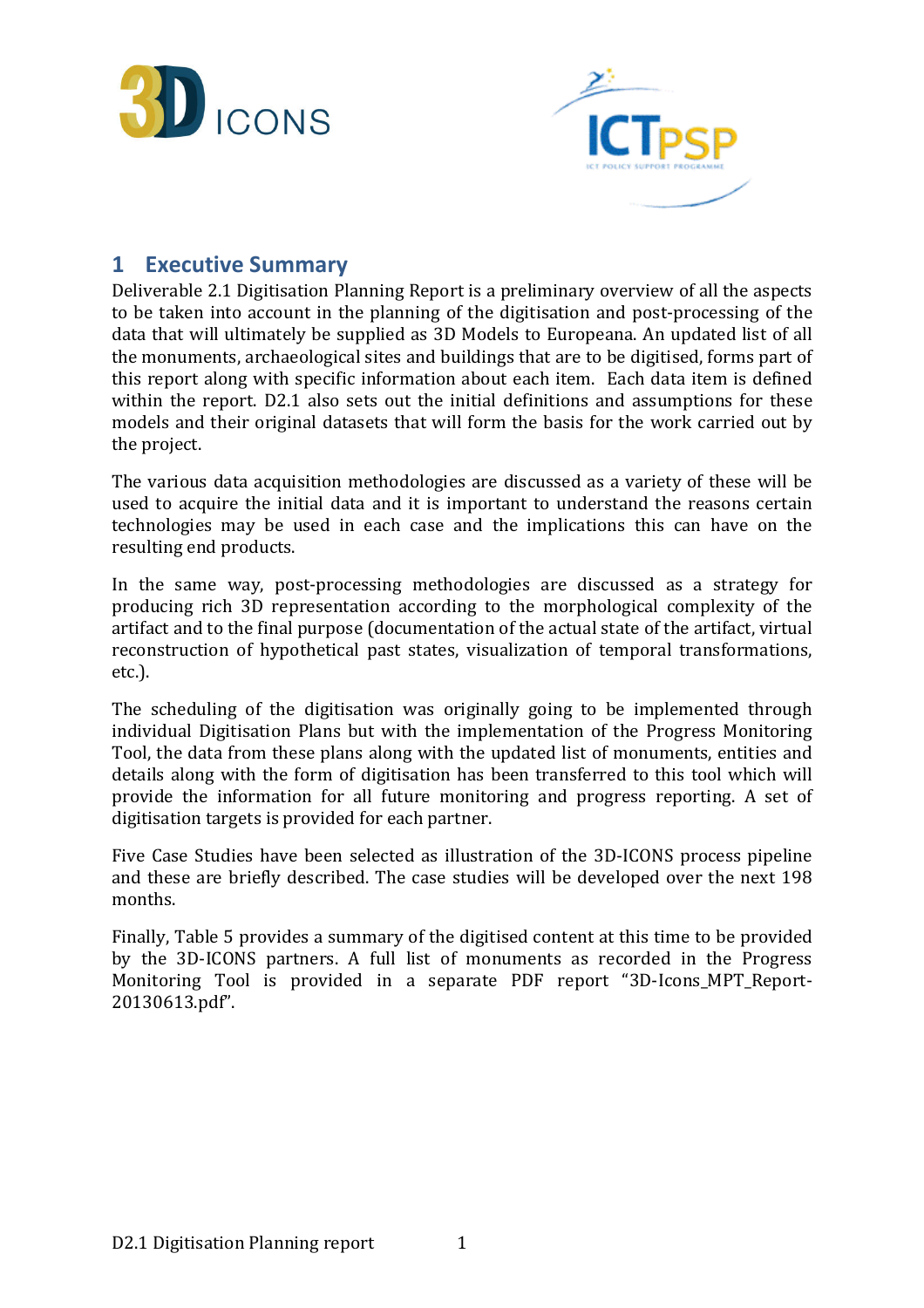# 1 Executive Summary

Deliverable 2.1 Digitisation Planning Report is a preliminary overview of all the aspects to be taken into account in the planning of the digitisation and post-processing of the data that will ultimately be supplied as 3D Models to Europeana. An updated list of all the monuments, archaeological sites and buildings that are to be digitised, forms part of this report along with specific information about each item. Each data item is defined within the report. D2.1 also sets out the initial definitions and assumptions for these models and their original datasets that will form the basis for the work carried out by the project.

The various data acquisition methodologies are discussed as a variety of these will be used to acquire the initial data and it is important to understand the reasons certain technologies may be used in each case and the implications this can have on the resulting end products.

In the same way, post-processing methodologies are discussed as a strategy for producing rich 3D representation according to the morphological complexity of the artifact and to the final purpose (documentation of the actual state of the artifact, virtual reconstruction of hypothetical past states, visualization of temporal transformations, etc.).

The scheduling of the digitisation was originally going to be implemented through individual Digitisation Plans but with the implementation of the Progress Monitoring Tool, the data from these plans along with the updated list of monuments, entities and details along with the form of digitisation has been transferred to this tool which will provide the information for all future monitoring and progress reporting. A set of digitisation targets is provided for each partner.

Five Case Studies have been selected as illustration of the 3D-ICONS process pipeline and these are briefly described. The case studies will be developed over the next 198 months.

Finally, Table 5 provides a summary of the digitised content at this time to be provided by the 3D-ICONS partners. A full list of monuments as recorded in the Progress Monitoring Tool is provided in a separate PDF report "3D-Icons_MPT_Report-20130613.pdf".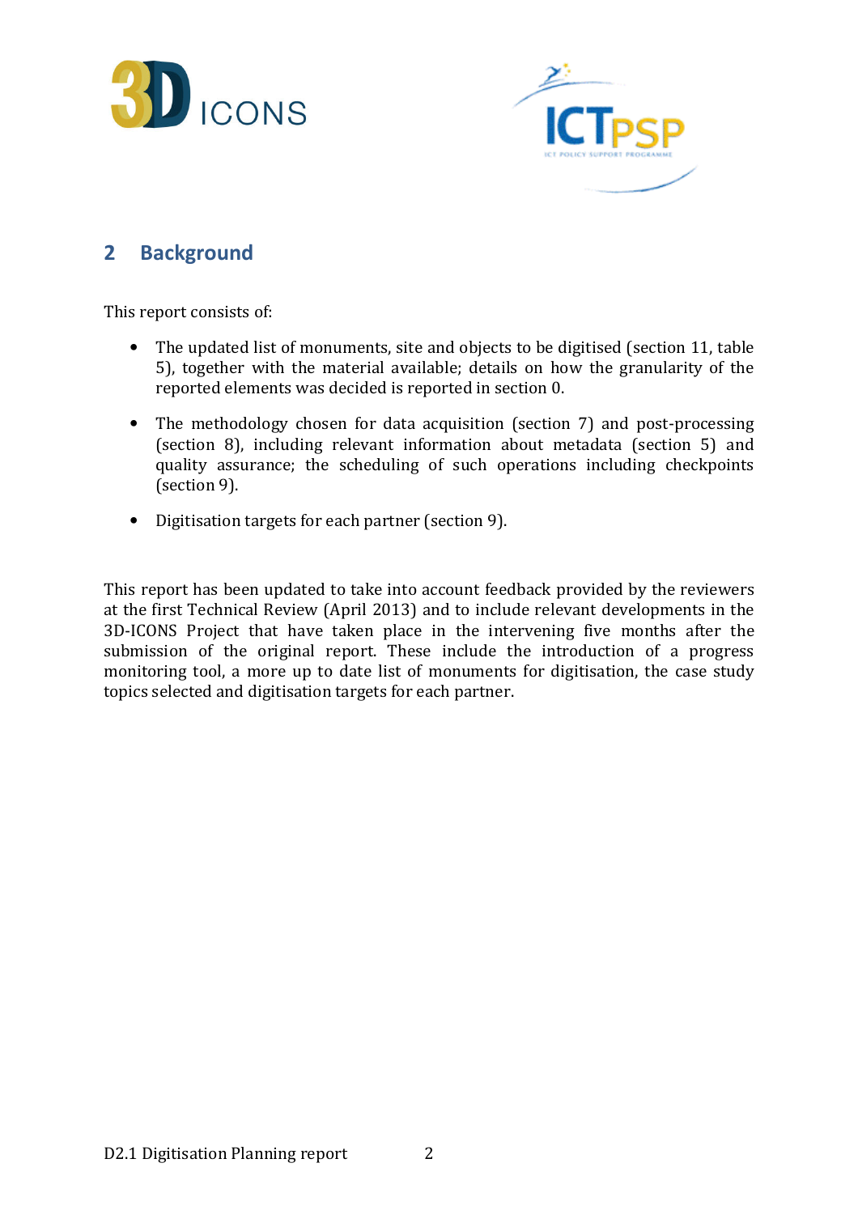## 2 Background

This report consists of:

- The updated list of monuments, site and objects to be digitised (section 11, table 5), together with the material available; details on how the granularity of the reported elements was decided is reported in section 0.
- The methodology chosen for data acquisition (section 7) and post-processing (section 8), including relevant information about metadata (section 5) and quality assurance; the scheduling of such operations including checkpoints (section 9).
- Digitisation targets for each partner (section 9).

This report has been updated to take into account feedback provided by the reviewers at the first Technical Review (April 2013) and to include relevant developments in the 3D-ICONS Project that have taken place in the intervening five months after the submission of the original report. These include the introduction of a progress monitoring tool, a more up to date list of monuments for digitisation, the case study topics selected and digitisation targets for each partner.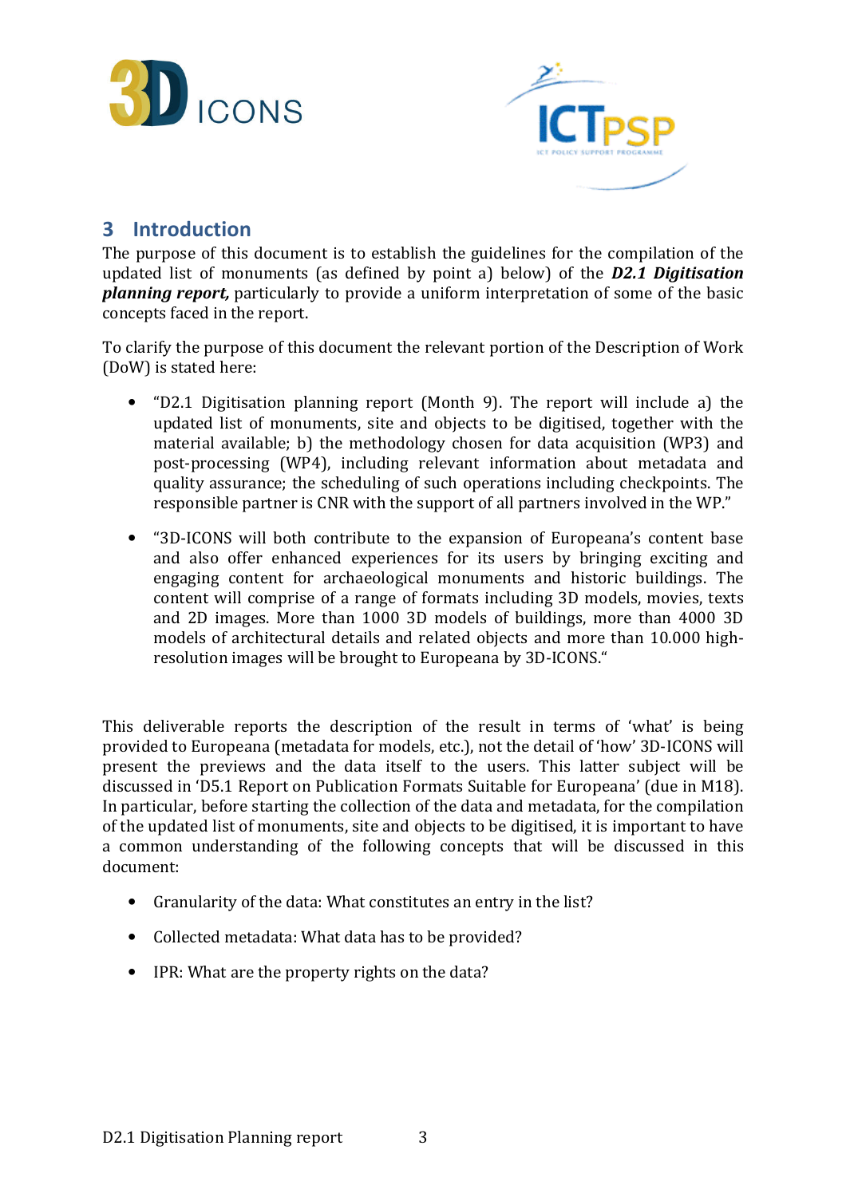# 3 Introduction

The purpose of this document is to establish the guidelines for the compilation of the updated list of monuments (as defined by point a) below) of the ***D2.1 Digitisation planning report,*** particularly to provide a uniform interpretation of some of the basic concepts faced in the report.

To clarify the purpose of this document the relevant portion of the Description of Work (DoW) is stated here:

- "D2.1 Digitisation planning report (Month 9). The report will include a) the updated list of monuments, site and objects to be digitised, together with the material available; b) the methodology chosen for data acquisition (WP3) and post-processing (WP4), including relevant information about metadata and quality assurance; the scheduling of such operations including checkpoints. The responsible partner is CNR with the support of all partners involved in the WP."

- "3D-ICONS will both contribute to the expansion of Europeana's content base and also offer enhanced experiences for its users by bringing exciting and engaging content for archaeological monuments and historic buildings. The content will comprise of a range of formats including 3D models, movies, texts and 2D images. More than 1000 3D models of buildings, more than 4000 3D models of architectural details and related objects and more than 10.000 high-resolution images will be brought to Europeana by 3D-ICONS."

This deliverable reports the description of the result in terms of 'what' is being provided to Europeana (metadata for models, etc.), not the detail of 'how' 3D-ICONS will present the previews and the data itself to the users. This latter subject will be discussed in 'D5.1 Report on Publication Formats Suitable for Europeana' (due in M18). In particular, before starting the collection of the data and metadata, for the compilation of the updated list of monuments, site and objects to be digitised, it is important to have a common understanding of the following concepts that will be discussed in this document:

- Granularity of the data: What constitutes an entry in the list?
- Collected metadata: What data has to be provided?
- IPR: What are the property rights on the data?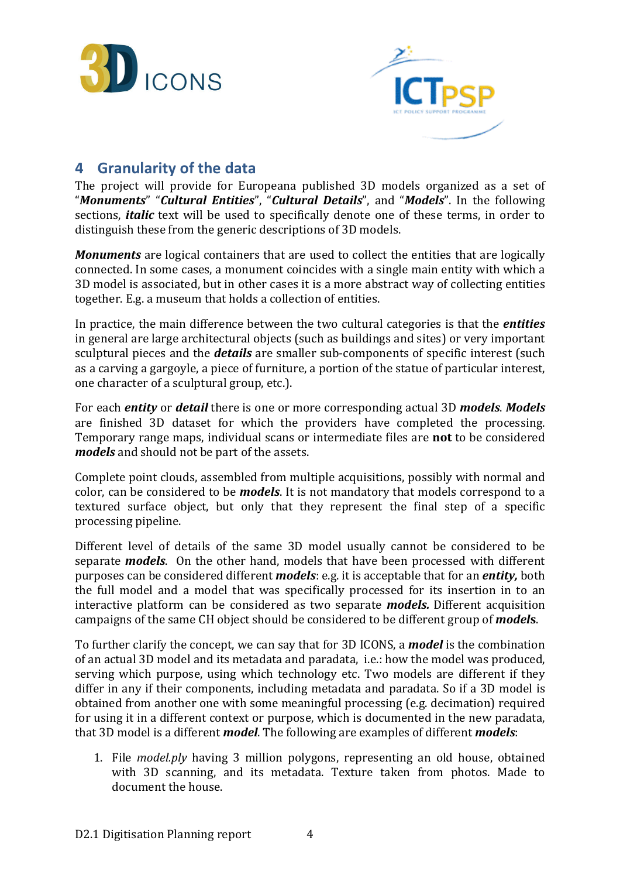## 4 Granularity of the data

The project will provide for Europeana published 3D models organized as a set of "***Monuments***" "***Cultural Entities***", "***Cultural Details***", and "***Models***". In the following sections, ***italic*** text will be used to specifically denote one of these terms, in order to distinguish these from the generic descriptions of 3D models.

***Monuments*** are logical containers that are used to collect the entities that are logically connected. In some cases, a monument coincides with a single main entity with which a 3D model is associated, but in other cases it is a more abstract way of collecting entities together. E.g. a museum that holds a collection of entities.

In practice, the main difference between the two cultural categories is that the ***entities*** in general are large architectural objects (such as buildings and sites) or very important sculptural pieces and the ***details*** are smaller sub-components of specific interest (such as a carving a gargoyle, a piece of furniture, a portion of the statue of particular interest, one character of a sculptural group, etc.).

For each ***entity*** or ***detail*** there is one or more corresponding actual 3D ***models***. ***Models*** are finished 3D dataset for which the providers have completed the processing. Temporary range maps, individual scans or intermediate files are **not** to be considered ***models*** and should not be part of the assets.

Complete point clouds, assembled from multiple acquisitions, possibly with normal and color, can be considered to be ***models***. It is not mandatory that models correspond to a textured surface object, but only that they represent the final step of a specific processing pipeline.

Different level of details of the same 3D model usually cannot be considered to be separate ***models***. On the other hand, models that have been processed with different purposes can be considered different ***models***: e.g. it is acceptable that for an ***entity,*** both the full model and a model that was specifically processed for its insertion in to an interactive platform can be considered as two separate ***models.*** Different acquisition campaigns of the same CH object should be considered to be different group of ***models***.

To further clarify the concept, we can say that for 3D ICONS, a ***model*** is the combination of an actual 3D model and its metadata and paradata, i.e.: how the model was produced, serving which purpose, using which technology etc. Two models are different if they differ in any if their components, including metadata and paradata. So if a 3D model is obtained from another one with some meaningful processing (e.g. decimation) required for using it in a different context or purpose, which is documented in the new paradata, that 3D model is a different ***model***. The following are examples of different ***models***:

1. File *model.ply* having 3 million polygons, representing an old house, obtained with 3D scanning, and its metadata. Texture taken from photos. Made to document the house.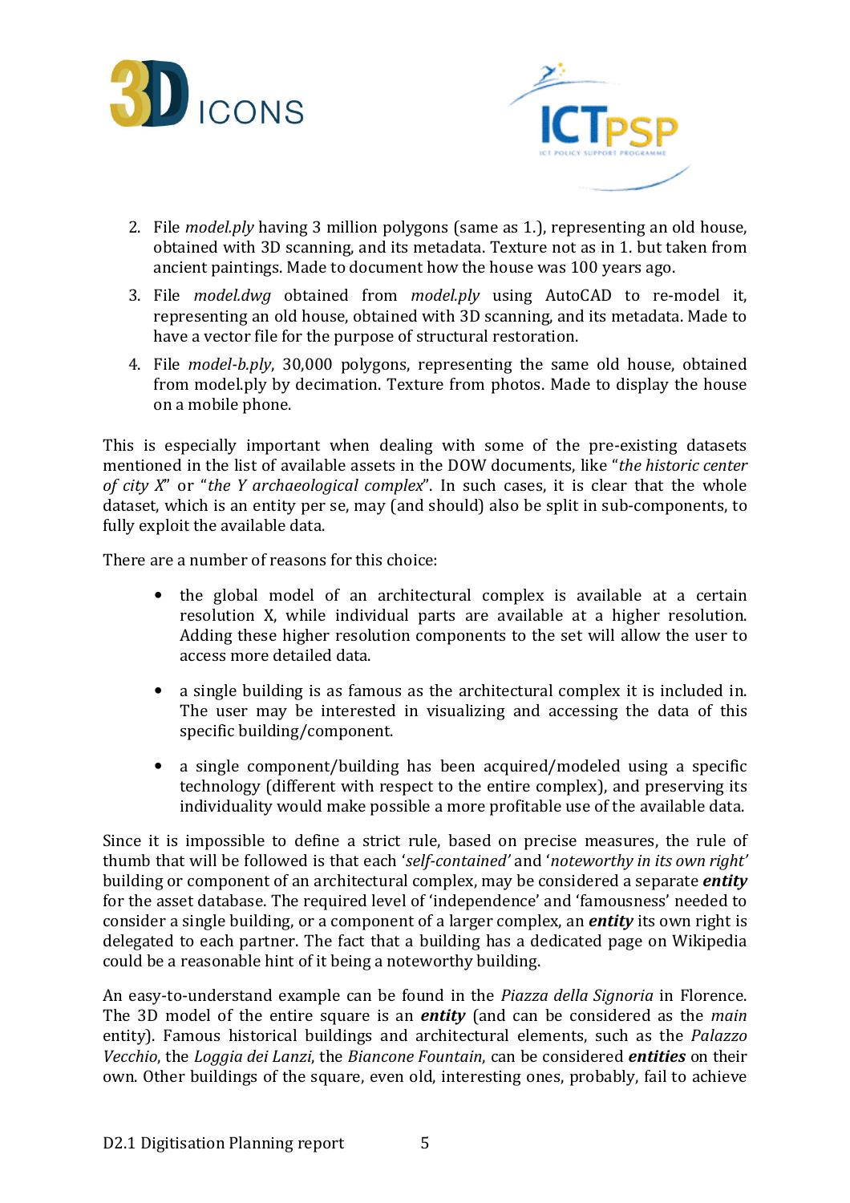2. File *model.ply* having 3 million polygons (same as 1.), representing an old house, obtained with 3D scanning, and its metadata. Texture not as in 1. but taken from ancient paintings. Made to document how the house was 100 years ago.
3. File *model.dwg* obtained from *model.ply* using AutoCAD to re-model it, representing an old house, obtained with 3D scanning, and its metadata. Made to have a vector file for the purpose of structural restoration.
4. File *model-b.ply*, 30,000 polygons, representing the same old house, obtained from model.ply by decimation. Texture from photos. Made to display the house on a mobile phone.

This is especially important when dealing with some of the pre-existing datasets mentioned in the list of available assets in the DOW documents, like "*the historic center of city X*" or "*the Y archaeological complex*". In such cases, it is clear that the whole dataset, which is an entity per se, may (and should) also be split in sub-components, to fully exploit the available data.

There are a number of reasons for this choice:

- the global model of an architectural complex is available at a certain resolution X, while individual parts are available at a higher resolution. Adding these higher resolution components to the set will allow the user to access more detailed data.
- a single building is as famous as the architectural complex it is included in. The user may be interested in visualizing and accessing the data of this specific building/component.
- a single component/building has been acquired/modeled using a specific technology (different with respect to the entire complex), and preserving its individuality would make possible a more profitable use of the available data.

Since it is impossible to define a strict rule, based on precise measures, the rule of thumb that will be followed is that each '*self-contained*' and '*noteworthy in its own right*' building or component of an architectural complex, may be considered a separate ***entity*** for the asset database. The required level of 'independence' and 'famousness' needed to consider a single building, or a component of a larger complex, an ***entity*** its own right is delegated to each partner. The fact that a building has a dedicated page on Wikipedia could be a reasonable hint of it being a noteworthy building.

An easy-to-understand example can be found in the *Piazza della Signoria* in Florence. The 3D model of the entire square is an ***entity*** (and can be considered as the *main* entity). Famous historical buildings and architectural elements, such as the *Palazzo Vecchio*, the *Loggia dei Lanzi*, the *Biancone Fountain*, can be considered ***entities*** on their own. Other buildings of the square, even old, interesting ones, probably, fail to achieve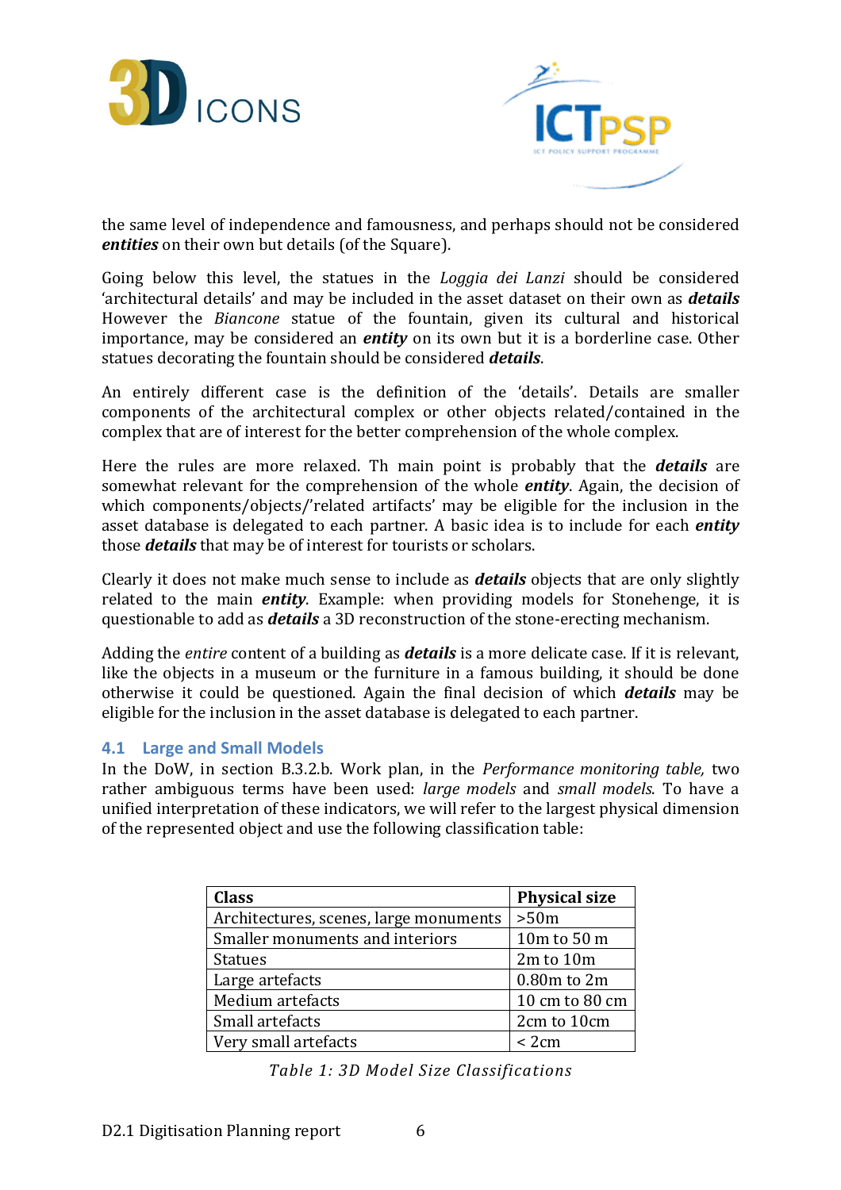the same level of independence and famousness, and perhaps should not be considered ***entities*** on their own but details (of the Square).

Going below this level, the statues in the *Loggia dei Lanzi* should be considered 'architectural details' and may be included in the asset dataset on their own as ***details*** However the *Biancone* statue of the fountain, given its cultural and historical importance, may be considered an ***entity*** on its own but it is a borderline case. Other statues decorating the fountain should be considered ***details***.

An entirely different case is the definition of the 'details'. Details are smaller components of the architectural complex or other objects related/contained in the complex that are of interest for the better comprehension of the whole complex.

Here the rules are more relaxed. Th main point is probably that the ***details*** are somewhat relevant for the comprehension of the whole ***entity***. Again, the decision of which components/objects/'related artifacts' may be eligible for the inclusion in the asset database is delegated to each partner. A basic idea is to include for each ***entity*** those ***details*** that may be of interest for tourists or scholars.

Clearly it does not make much sense to include as ***details*** objects that are only slightly related to the main ***entity***. Example: when providing models for Stonehenge, it is questionable to add as ***details*** a 3D reconstruction of the stone-erecting mechanism.

Adding the *entire* content of a building as ***details*** is a more delicate case. If it is relevant, like the objects in a museum or the furniture in a famous building, it should be done otherwise it could be questioned. Again the final decision of which ***details*** may be eligible for the inclusion in the asset database is delegated to each partner.

## 4.1 Large and Small Models

In the DoW, in section B.3.2.b. Work plan, in the *Performance monitoring table,* two rather ambiguous terms have been used: *large models* and *small models*. To have a unified interpretation of these indicators, we will refer to the largest physical dimension of the represented object and use the following classification table:

| Class | Physical size |
|---|---|
| Architectures, scenes, large monuments | >50m |
| Smaller monuments and interiors | 10m to 50 m |
| Statues | 2m to 10m |
| Large artefacts | 0.80m to 2m |
| Medium artefacts | 10 cm to 80 cm |
| Small artefacts | 2cm to 10cm |
| Very small artefacts | < 2cm |

*Table 1: 3D Model Size Classifications*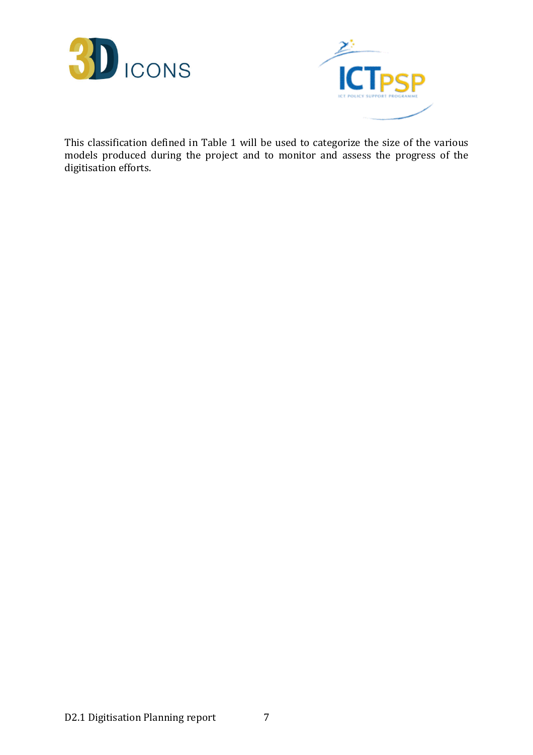This classification defined in Table 1 will be used to categorize the size of the various models produced during the project and to monitor and assess the progress of the digitisation efforts.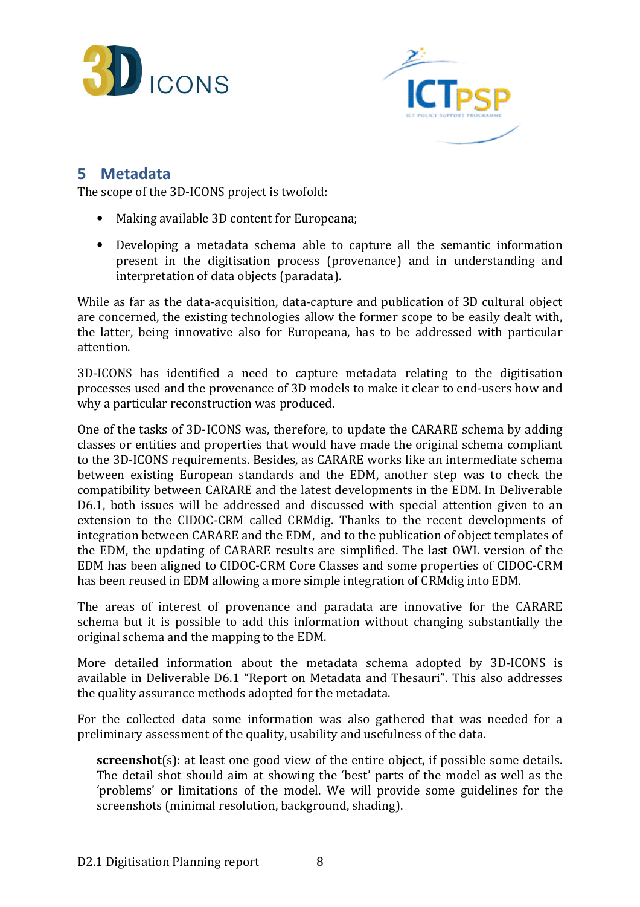## 5 Metadata

The scope of the 3D-ICONS project is twofold:

- Making available 3D content for Europeana;
- Developing a metadata schema able to capture all the semantic information present in the digitisation process (provenance) and in understanding and interpretation of data objects (paradata).

While as far as the data-acquisition, data-capture and publication of 3D cultural object are concerned, the existing technologies allow the former scope to be easily dealt with, the latter, being innovative also for Europeana, has to be addressed with particular attention.

3D-ICONS has identified a need to capture metadata relating to the digitisation processes used and the provenance of 3D models to make it clear to end-users how and why a particular reconstruction was produced.

One of the tasks of 3D-ICONS was, therefore, to update the CARARE schema by adding classes or entities and properties that would have made the original schema compliant to the 3D-ICONS requirements. Besides, as CARARE works like an intermediate schema between existing European standards and the EDM, another step was to check the compatibility between CARARE and the latest developments in the EDM. In Deliverable D6.1, both issues will be addressed and discussed with special attention given to an extension to the CIDOC-CRM called CRMdig. Thanks to the recent developments of integration between CARARE and the EDM, and to the publication of object templates of the EDM, the updating of CARARE results are simplified. The last OWL version of the EDM has been aligned to CIDOC-CRM Core Classes and some properties of CIDOC-CRM has been reused in EDM allowing a more simple integration of CRMdig into EDM.

The areas of interest of provenance and paradata are innovative for the CARARE schema but it is possible to add this information without changing substantially the original schema and the mapping to the EDM.

More detailed information about the metadata schema adopted by 3D-ICONS is available in Deliverable D6.1 “Report on Metadata and Thesauri”. This also addresses the quality assurance methods adopted for the metadata.

For the collected data some information was also gathered that was needed for a preliminary assessment of the quality, usability and usefulness of the data.

> **screenshot**(s): at least one good view of the entire object, if possible some details. The detail shot should aim at showing the ‘best’ parts of the model as well as the ‘problems’ or limitations of the model. We will provide some guidelines for the screenshots (minimal resolution, background, shading).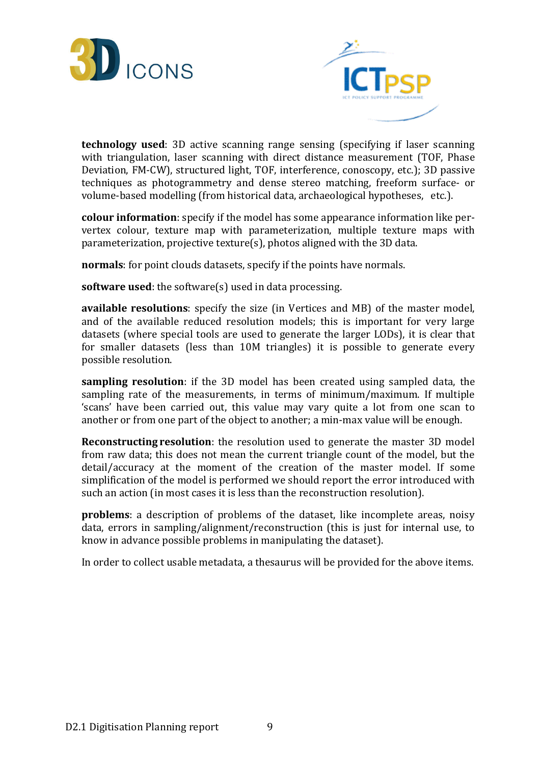**technology used**: 3D active scanning range sensing (specifying if laser scanning with triangulation, laser scanning with direct distance measurement (TOF, Phase Deviation, FM-CW), structured light, TOF, interference, conoscopy, etc.); 3D passive techniques as photogrammetry and dense stereo matching, freeform surface- or volume-based modelling (from historical data, archaeological hypotheses, etc.).

**colour information**: specify if the model has some appearance information like per-vertex colour, texture map with parameterization, multiple texture maps with parameterization, projective texture(s), photos aligned with the 3D data.

**normals**: for point clouds datasets, specify if the points have normals.

**software used**: the software(s) used in data processing.

**available resolutions**: specify the size (in Vertices and MB) of the master model, and of the available reduced resolution models; this is important for very large datasets (where special tools are used to generate the larger LODs), it is clear that for smaller datasets (less than 10M triangles) it is possible to generate every possible resolution.

**sampling resolution**: if the 3D model has been created using sampled data, the sampling rate of the measurements, in terms of minimum/maximum. If multiple 'scans' have been carried out, this value may vary quite a lot from one scan to another or from one part of the object to another; a min-max value will be enough.

**Reconstructing resolution**: the resolution used to generate the master 3D model from raw data; this does not mean the current triangle count of the model, but the detail/accuracy at the moment of the creation of the master model. If some simplification of the model is performed we should report the error introduced with such an action (in most cases it is less than the reconstruction resolution).

**problems**: a description of problems of the dataset, like incomplete areas, noisy data, errors in sampling/alignment/reconstruction (this is just for internal use, to know in advance possible problems in manipulating the dataset).

In order to collect usable metadata, a thesaurus will be provided for the above items.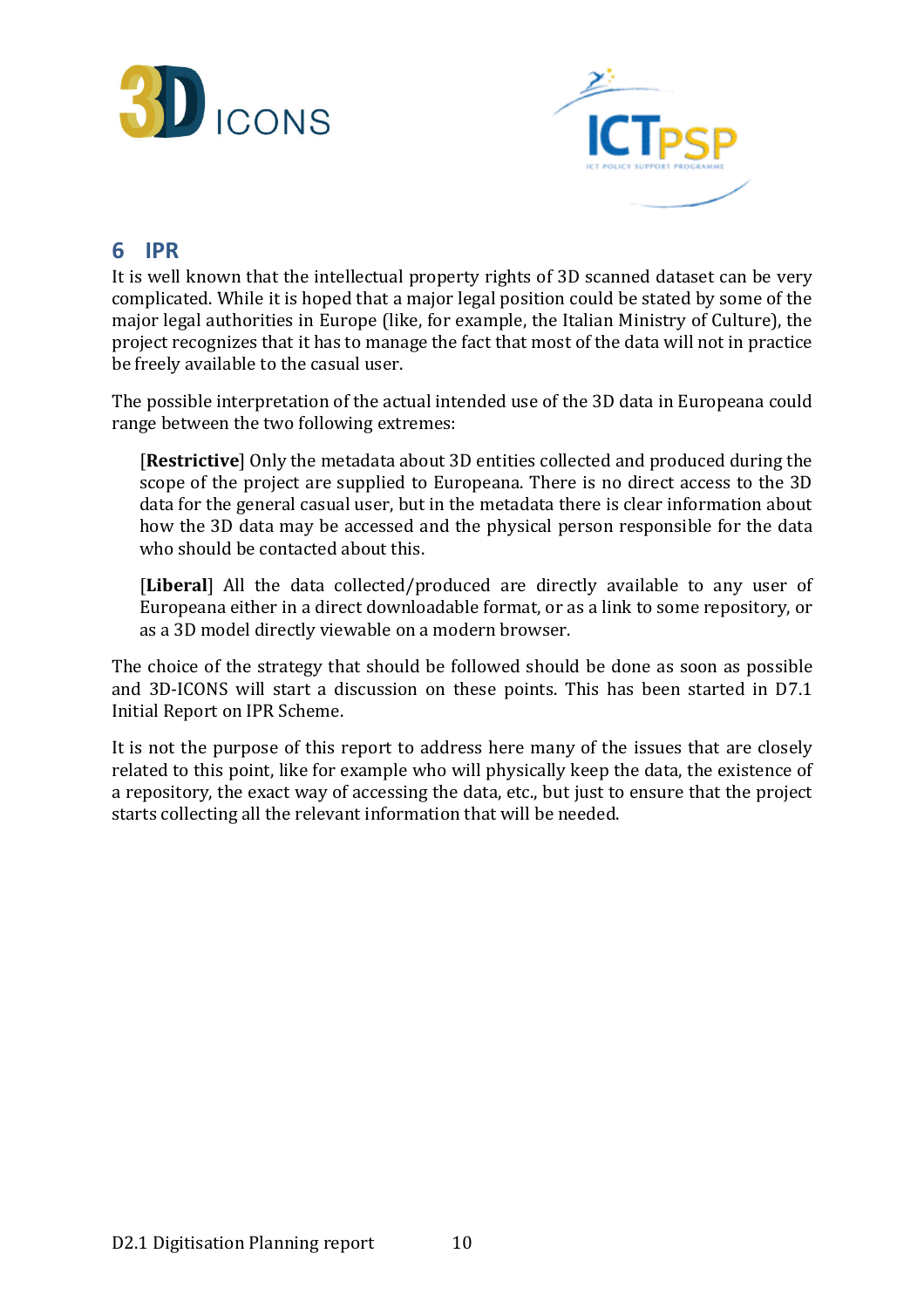# 6 IPR

It is well known that the intellectual property rights of 3D scanned dataset can be very complicated. While it is hoped that a major legal position could be stated by some of the major legal authorities in Europe (like, for example, the Italian Ministry of Culture), the project recognizes that it has to manage the fact that most of the data will not in practice be freely available to the casual user.

The possible interpretation of the actual intended use of the 3D data in Europeana could range between the two following extremes:

> [**Restrictive**] Only the metadata about 3D entities collected and produced during the scope of the project are supplied to Europeana. There is no direct access to the 3D data for the general casual user, but in the metadata there is clear information about how the 3D data may be accessed and the physical person responsible for the data who should be contacted about this.
>
> [**Liberal**] All the data collected/produced are directly available to any user of Europeana either in a direct downloadable format, or as a link to some repository, or as a 3D model directly viewable on a modern browser.

The choice of the strategy that should be followed should be done as soon as possible and 3D-ICONS will start a discussion on these points. This has been started in D7.1 Initial Report on IPR Scheme.

It is not the purpose of this report to address here many of the issues that are closely related to this point, like for example who will physically keep the data, the existence of a repository, the exact way of accessing the data, etc., but just to ensure that the project starts collecting all the relevant information that will be needed.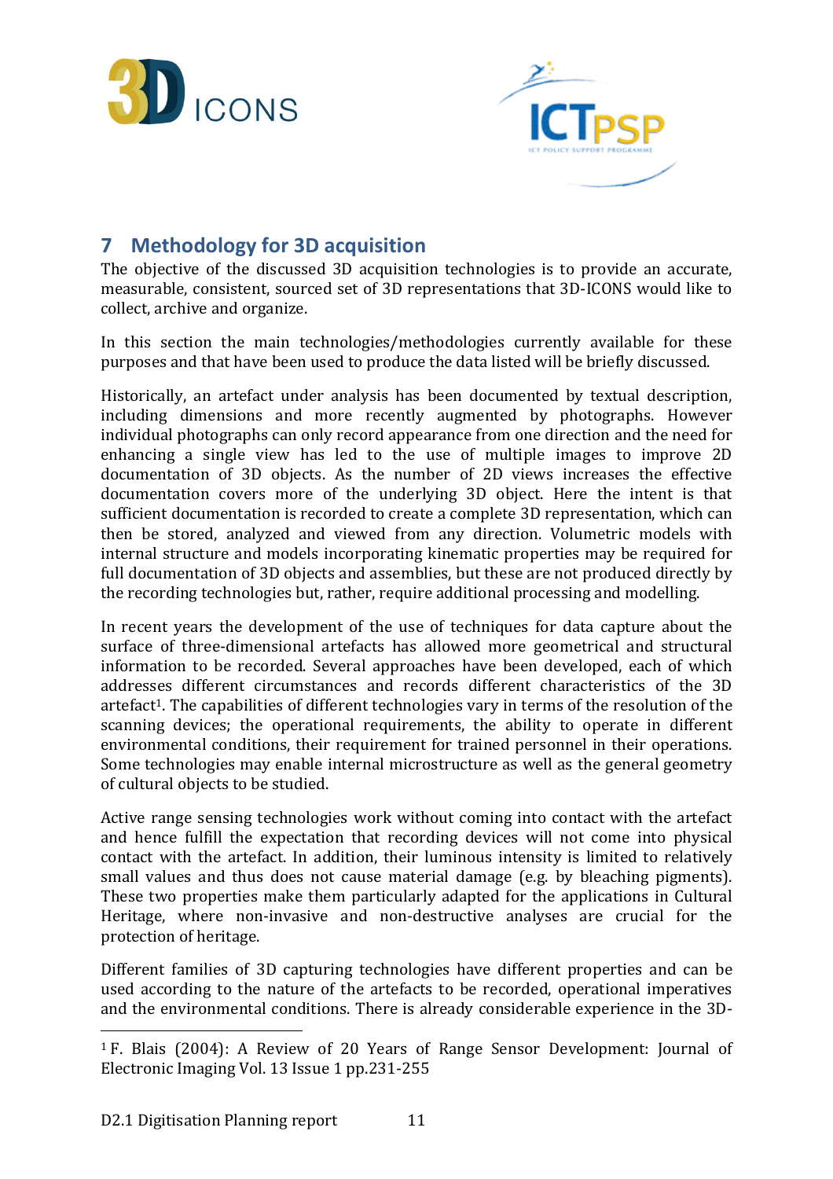# 7 Methodology for 3D acquisition

The objective of the discussed 3D acquisition technologies is to provide an accurate, measurable, consistent, sourced set of 3D representations that 3D-ICONS would like to collect, archive and organize.

In this section the main technologies/methodologies currently available for these purposes and that have been used to produce the data listed will be briefly discussed.

Historically, an artefact under analysis has been documented by textual description, including dimensions and more recently augmented by photographs. However individual photographs can only record appearance from one direction and the need for enhancing a single view has led to the use of multiple images to improve 2D documentation of 3D objects. As the number of 2D views increases the effective documentation covers more of the underlying 3D object. Here the intent is that sufficient documentation is recorded to create a complete 3D representation, which can then be stored, analyzed and viewed from any direction. Volumetric models with internal structure and models incorporating kinematic properties may be required for full documentation of 3D objects and assemblies, but these are not produced directly by the recording technologies but, rather, require additional processing and modelling.

In recent years the development of the use of techniques for data capture about the surface of three-dimensional artefacts has allowed more geometrical and structural information to be recorded. Several approaches have been developed, each of which addresses different circumstances and records different characteristics of the 3D artefact[1]. The capabilities of different technologies vary in terms of the resolution of the scanning devices; the operational requirements, the ability to operate in different environmental conditions, their requirement for trained personnel in their operations. Some technologies may enable internal microstructure as well as the general geometry of cultural objects to be studied.

Active range sensing technologies work without coming into contact with the artefact and hence fulfill the expectation that recording devices will not come into physical contact with the artefact. In addition, their luminous intensity is limited to relatively small values and thus does not cause material damage (e.g. by bleaching pigments). These two properties make them particularly adapted for the applications in Cultural Heritage, where non-invasive and non-destructive analyses are crucial for the protection of heritage.

Different families of 3D capturing technologies have different properties and can be used according to the nature of the artefacts to be recorded, operational imperatives and the environmental conditions. There is already considerable experience in the 3D-

[1] F. Blais (2004): A Review of 20 Years of Range Sensor Development: Journal of Electronic Imaging Vol. 13 Issue 1 pp.231-255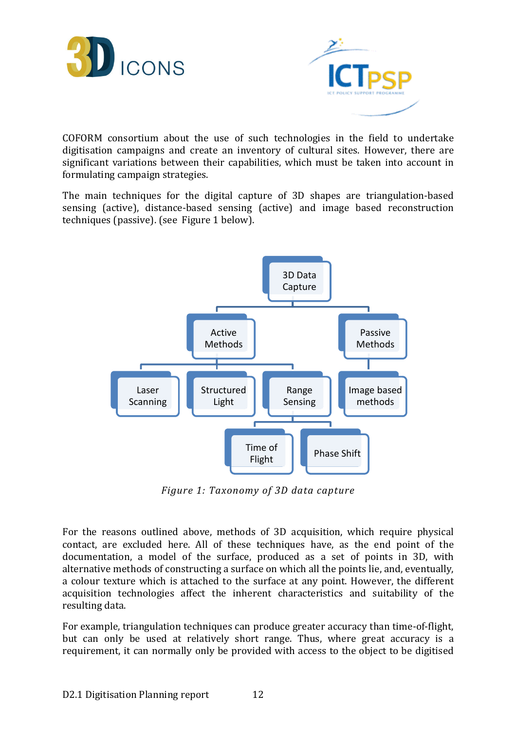COFORM consortium about the use of such technologies in the field to undertake digitisation campaigns and create an inventory of cultural sites. However, there are significant variations between their capabilities, which must be taken into account in formulating campaign strategies.

The main techniques for the digital capture of 3D shapes are triangulation-based sensing (active), distance-based sensing (active) and image based reconstruction techniques (passive). (see Figure 1 below).

- 3D Data Capture
  - Active Methods
    - Laser Scanning
    - Structured Light
    - Range Sensing
      - Time of Flight
      - Phase Shift
  - Passive Methods
    - Image based methods

*Figure 1: Taxonomy of 3D data capture*

For the reasons outlined above, methods of 3D acquisition, which require physical contact, are excluded here. All of these techniques have, as the end point of the documentation, a model of the surface, produced as a set of points in 3D, with alternative methods of constructing a surface on which all the points lie, and, eventually, a colour texture which is attached to the surface at any point. However, the different acquisition technologies affect the inherent characteristics and suitability of the resulting data.

For example, triangulation techniques can produce greater accuracy than time-of-flight, but can only be used at relatively short range. Thus, where great accuracy is a requirement, it can normally only be provided with access to the object to be digitised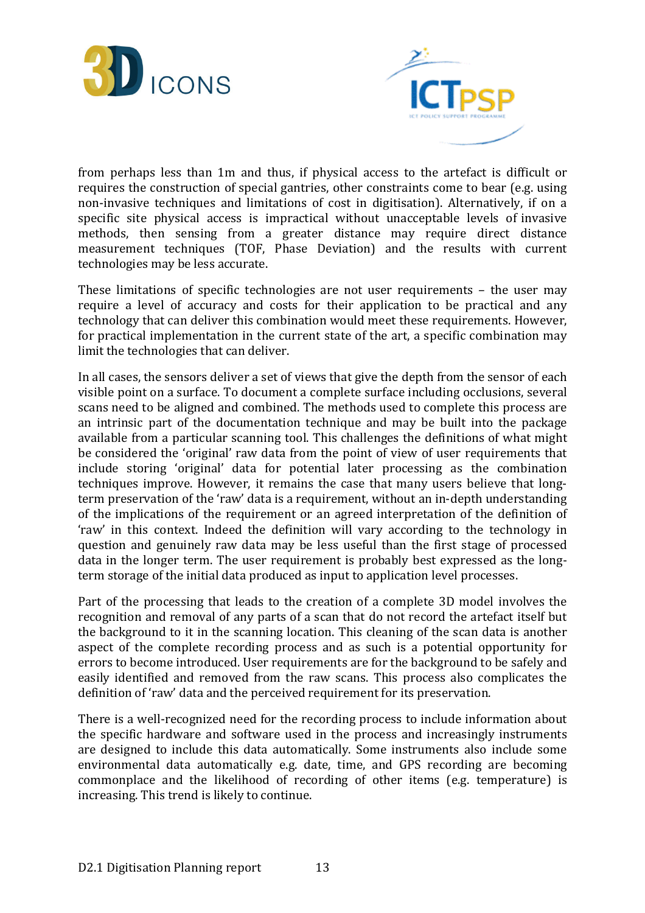from perhaps less than 1m and thus, if physical access to the artefact is difficult or requires the construction of special gantries, other constraints come to bear (e.g. using non-invasive techniques and limitations of cost in digitisation). Alternatively, if on a specific site physical access is impractical without unacceptable levels of invasive methods, then sensing from a greater distance may require direct distance measurement techniques (TOF, Phase Deviation) and the results with current technologies may be less accurate.

These limitations of specific technologies are not user requirements – the user may require a level of accuracy and costs for their application to be practical and any technology that can deliver this combination would meet these requirements. However, for practical implementation in the current state of the art, a specific combination may limit the technologies that can deliver.

In all cases, the sensors deliver a set of views that give the depth from the sensor of each visible point on a surface. To document a complete surface including occlusions, several scans need to be aligned and combined. The methods used to complete this process are an intrinsic part of the documentation technique and may be built into the package available from a particular scanning tool. This challenges the definitions of what might be considered the 'original' raw data from the point of view of user requirements that include storing 'original' data for potential later processing as the combination techniques improve. However, it remains the case that many users believe that long-term preservation of the 'raw' data is a requirement, without an in-depth understanding of the implications of the requirement or an agreed interpretation of the definition of 'raw' in this context. Indeed the definition will vary according to the technology in question and genuinely raw data may be less useful than the first stage of processed data in the longer term. The user requirement is probably best expressed as the long-term storage of the initial data produced as input to application level processes.

Part of the processing that leads to the creation of a complete 3D model involves the recognition and removal of any parts of a scan that do not record the artefact itself but the background to it in the scanning location. This cleaning of the scan data is another aspect of the complete recording process and as such is a potential opportunity for errors to become introduced. User requirements are for the background to be safely and easily identified and removed from the raw scans. This process also complicates the definition of 'raw' data and the perceived requirement for its preservation.

There is a well-recognized need for the recording process to include information about the specific hardware and software used in the process and increasingly instruments are designed to include this data automatically. Some instruments also include some environmental data automatically e.g. date, time, and GPS recording are becoming commonplace and the likelihood of recording of other items (e.g. temperature) is increasing. This trend is likely to continue.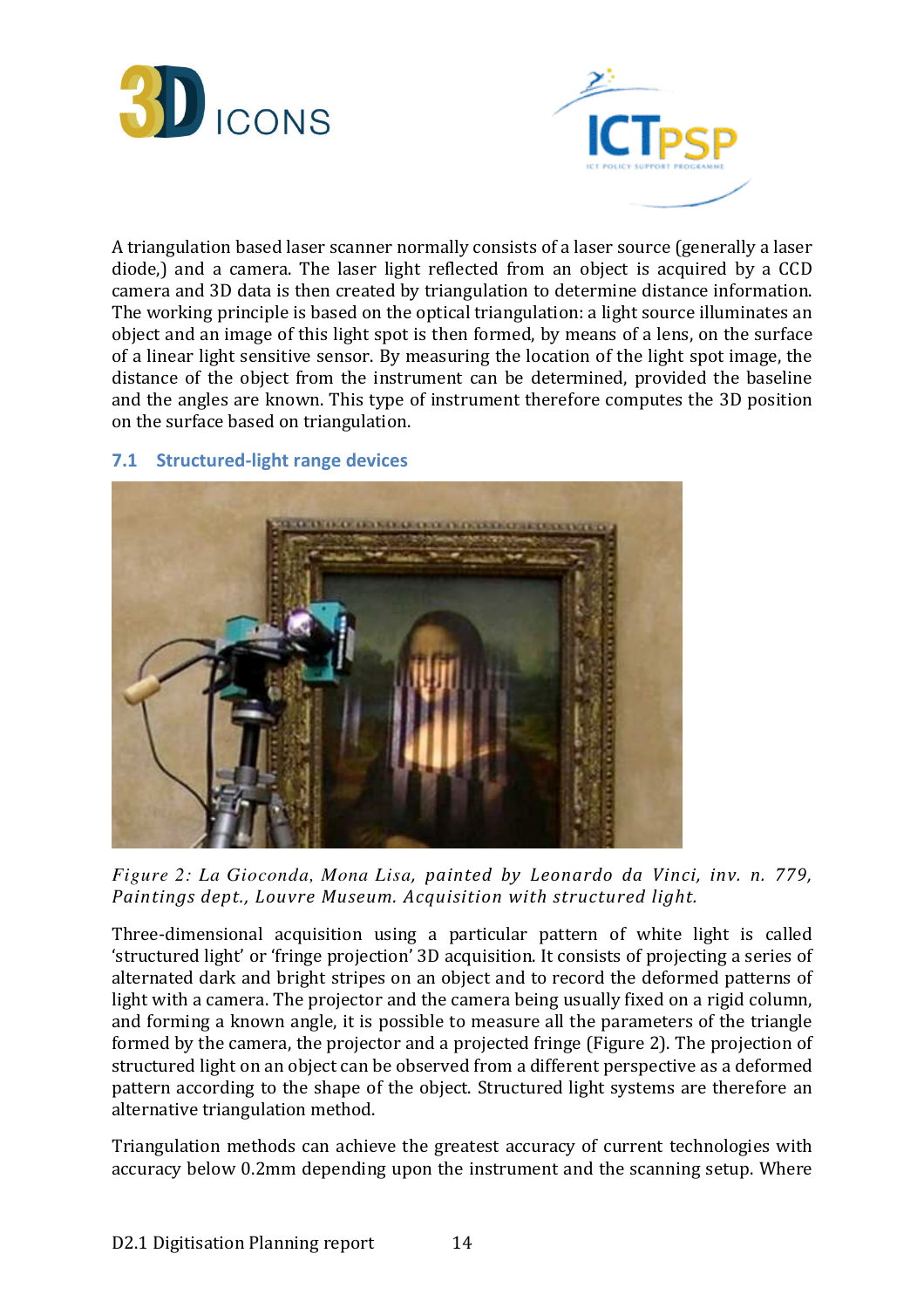A triangulation based laser scanner normally consists of a laser source (generally a laser diode,) and a camera. The laser light reflected from an object is acquired by a CCD camera and 3D data is then created by triangulation to determine distance information. The working principle is based on the optical triangulation: a light source illuminates an object and an image of this light spot is then formed, by means of a lens, on the surface of a linear light sensitive sensor. By measuring the location of the light spot image, the distance of the object from the instrument can be determined, provided the baseline and the angles are known. This type of instrument therefore computes the 3D position on the surface based on triangulation.

## 7.1 Structured-light range devices

*Figure 2: La Gioconda, Mona Lisa, painted by Leonardo da Vinci, inv. n. 779, Paintings dept., Louvre Museum. Acquisition with structured light.*

Three-dimensional acquisition using a particular pattern of white light is called 'structured light' or 'fringe projection' 3D acquisition. It consists of projecting a series of alternated dark and bright stripes on an object and to record the deformed patterns of light with a camera. The projector and the camera being usually fixed on a rigid column, and forming a known angle, it is possible to measure all the parameters of the triangle formed by the camera, the projector and a projected fringe (Figure 2). The projection of structured light on an object can be observed from a different perspective as a deformed pattern according to the shape of the object. Structured light systems are therefore an alternative triangulation method.

Triangulation methods can achieve the greatest accuracy of current technologies with accuracy below 0.2mm depending upon the instrument and the scanning setup. Where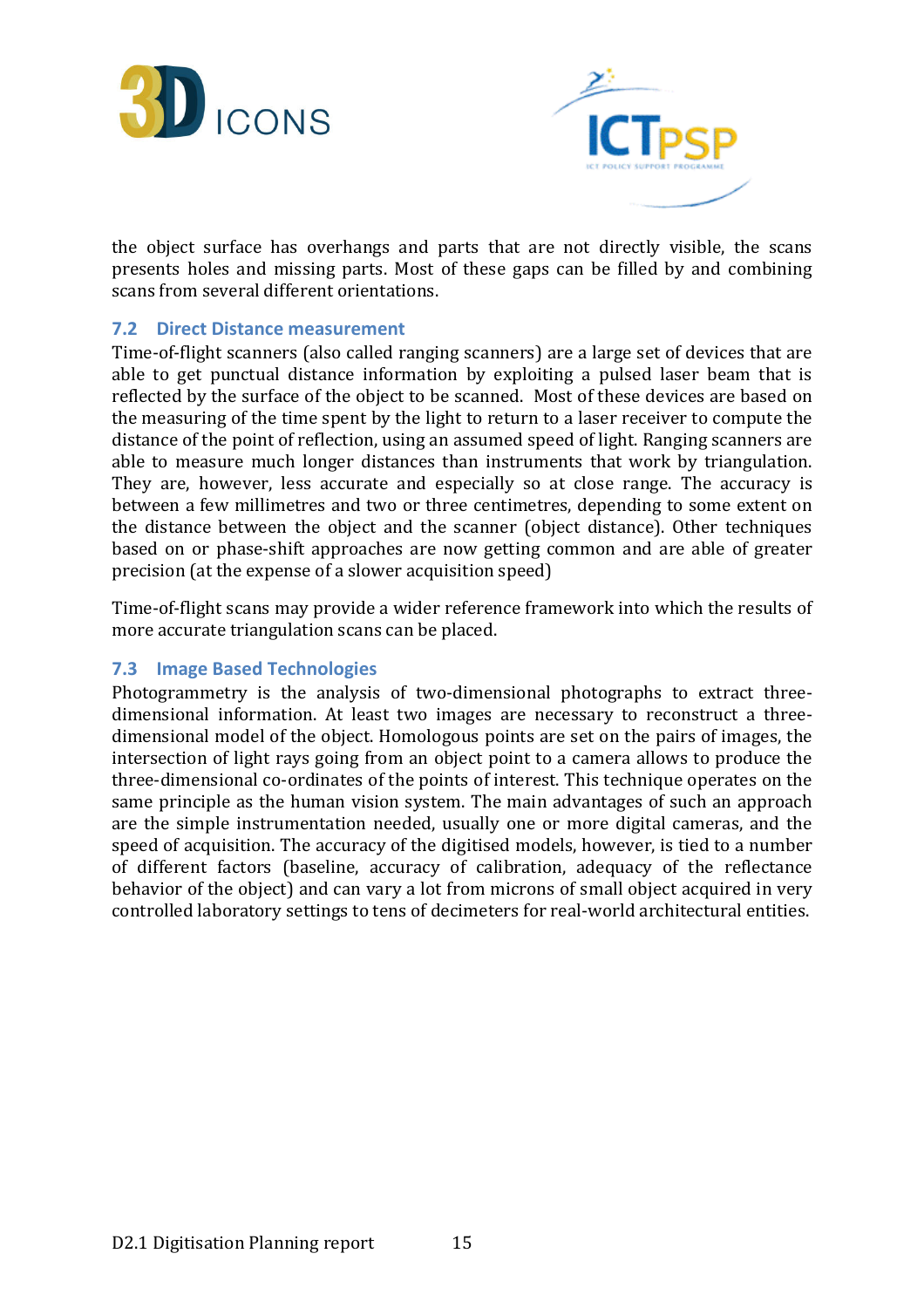the object surface has overhangs and parts that are not directly visible, the scans presents holes and missing parts. Most of these gaps can be filled by and combining scans from several different orientations.

## 7.2 Direct Distance measurement

Time-of-flight scanners (also called ranging scanners) are a large set of devices that are able to get punctual distance information by exploiting a pulsed laser beam that is reflected by the surface of the object to be scanned. Most of these devices are based on the measuring of the time spent by the light to return to a laser receiver to compute the distance of the point of reflection, using an assumed speed of light. Ranging scanners are able to measure much longer distances than instruments that work by triangulation. They are, however, less accurate and especially so at close range. The accuracy is between a few millimetres and two or three centimetres, depending to some extent on the distance between the object and the scanner (object distance). Other techniques based on or phase-shift approaches are now getting common and are able of greater precision (at the expense of a slower acquisition speed)

Time-of-flight scans may provide a wider reference framework into which the results of more accurate triangulation scans can be placed.

## 7.3 Image Based Technologies

Photogrammetry is the analysis of two-dimensional photographs to extract three-dimensional information. At least two images are necessary to reconstruct a three-dimensional model of the object. Homologous points are set on the pairs of images, the intersection of light rays going from an object point to a camera allows to produce the three-dimensional co-ordinates of the points of interest. This technique operates on the same principle as the human vision system. The main advantages of such an approach are the simple instrumentation needed, usually one or more digital cameras, and the speed of acquisition. The accuracy of the digitised models, however, is tied to a number of different factors (baseline, accuracy of calibration, adequacy of the reflectance behavior of the object) and can vary a lot from microns of small object acquired in very controlled laboratory settings to tens of decimeters for real-world architectural entities.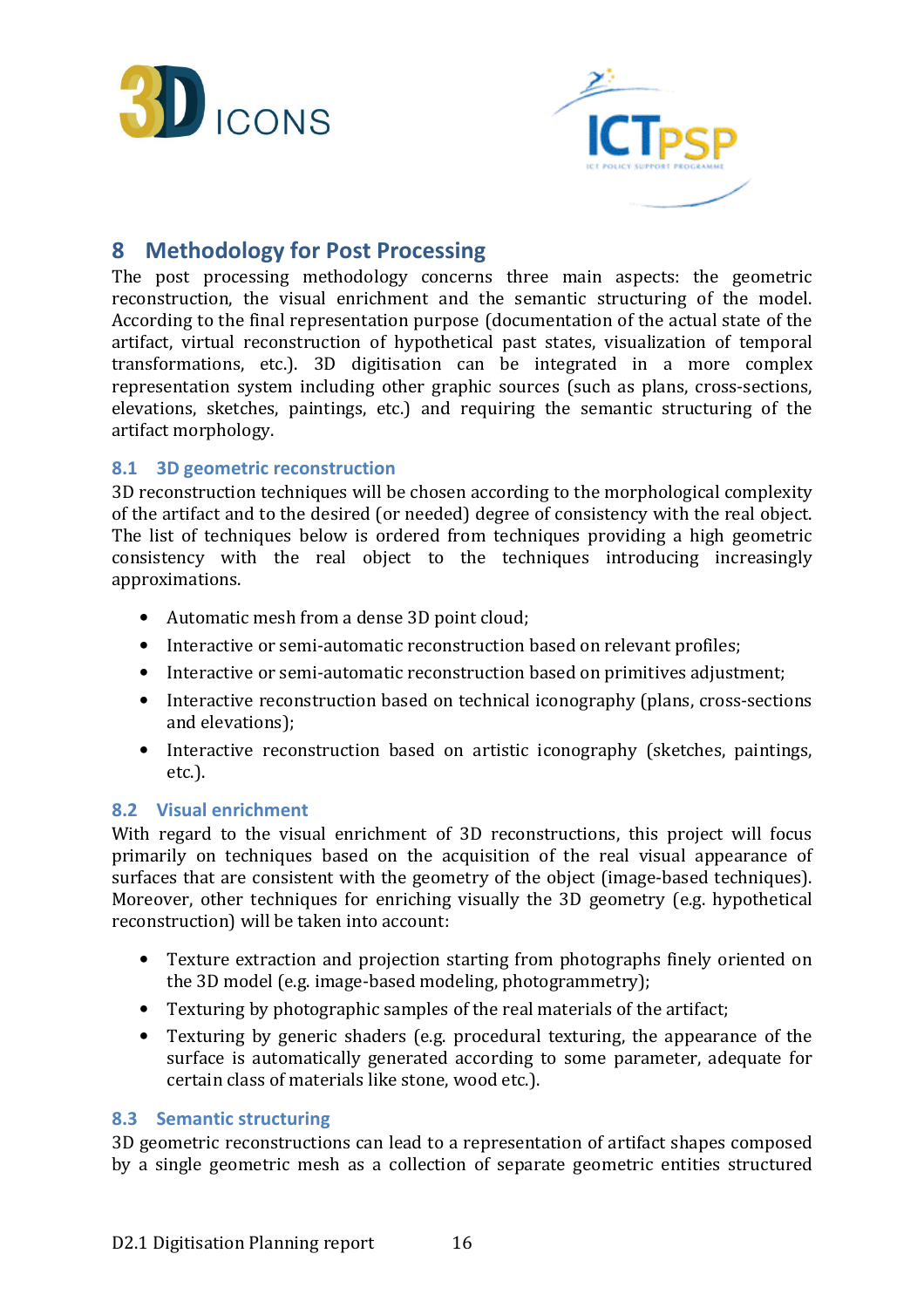## 8 Methodology for Post Processing

The post processing methodology concerns three main aspects: the geometric reconstruction, the visual enrichment and the semantic structuring of the model. According to the final representation purpose (documentation of the actual state of the artifact, virtual reconstruction of hypothetical past states, visualization of temporal transformations, etc.). 3D digitisation can be integrated in a more complex representation system including other graphic sources (such as plans, cross-sections, elevations, sketches, paintings, etc.) and requiring the semantic structuring of the artifact morphology.

### 8.1 3D geometric reconstruction

3D reconstruction techniques will be chosen according to the morphological complexity of the artifact and to the desired (or needed) degree of consistency with the real object. The list of techniques below is ordered from techniques providing a high geometric consistency with the real object to the techniques introducing increasingly approximations.

- Automatic mesh from a dense 3D point cloud;
- Interactive or semi-automatic reconstruction based on relevant profiles;
- Interactive or semi-automatic reconstruction based on primitives adjustment;
- Interactive reconstruction based on technical iconography (plans, cross-sections and elevations);
- Interactive reconstruction based on artistic iconography (sketches, paintings, etc.).

### 8.2 Visual enrichment

With regard to the visual enrichment of 3D reconstructions, this project will focus primarily on techniques based on the acquisition of the real visual appearance of surfaces that are consistent with the geometry of the object (image-based techniques). Moreover, other techniques for enriching visually the 3D geometry (e.g. hypothetical reconstruction) will be taken into account:

- Texture extraction and projection starting from photographs finely oriented on the 3D model (e.g. image-based modeling, photogrammetry);
- Texturing by photographic samples of the real materials of the artifact;
- Texturing by generic shaders (e.g. procedural texturing, the appearance of the surface is automatically generated according to some parameter, adequate for certain class of materials like stone, wood etc.).

### 8.3 Semantic structuring

3D geometric reconstructions can lead to a representation of artifact shapes composed by a single geometric mesh as a collection of separate geometric entities structured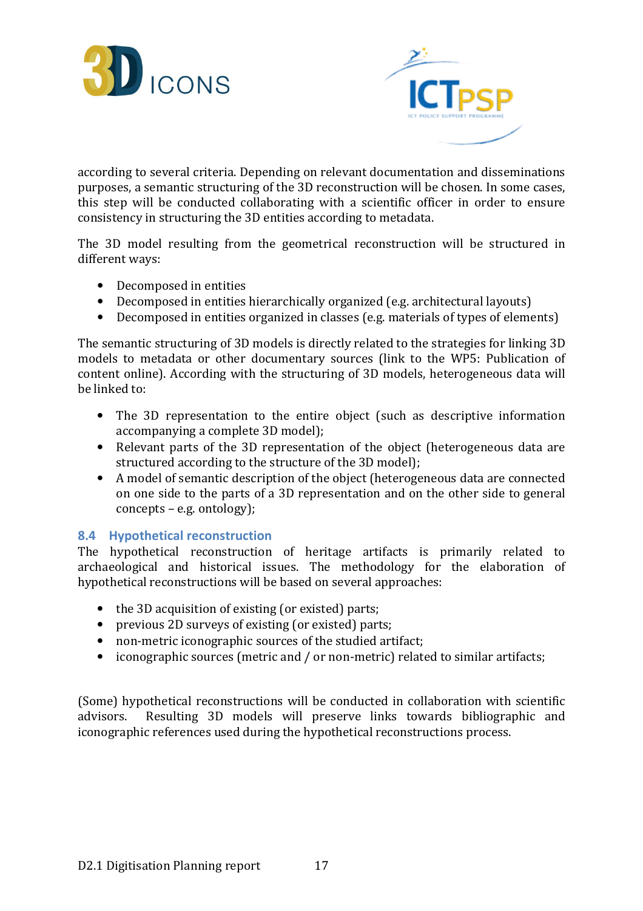according to several criteria. Depending on relevant documentation and disseminations purposes, a semantic structuring of the 3D reconstruction will be chosen. In some cases, this step will be conducted collaborating with a scientific officer in order to ensure consistency in structuring the 3D entities according to metadata.

The 3D model resulting from the geometrical reconstruction will be structured in different ways:

- Decomposed in entities
- Decomposed in entities hierarchically organized (e.g. architectural layouts)
- Decomposed in entities organized in classes (e.g. materials of types of elements)

The semantic structuring of 3D models is directly related to the strategies for linking 3D models to metadata or other documentary sources (link to the WP5: Publication of content online). According with the structuring of 3D models, heterogeneous data will be linked to:

- The 3D representation to the entire object (such as descriptive information accompanying a complete 3D model);
- Relevant parts of the 3D representation of the object (heterogeneous data are structured according to the structure of the 3D model);
- A model of semantic description of the object (heterogeneous data are connected on one side to the parts of a 3D representation and on the other side to general concepts – e.g. ontology);

## 8.4 Hypothetical reconstruction

The hypothetical reconstruction of heritage artifacts is primarily related to archaeological and historical issues. The methodology for the elaboration of hypothetical reconstructions will be based on several approaches:

- the 3D acquisition of existing (or existed) parts;
- previous 2D surveys of existing (or existed) parts;
- non-metric iconographic sources of the studied artifact;
- iconographic sources (metric and / or non-metric) related to similar artifacts;

(Some) hypothetical reconstructions will be conducted in collaboration with scientific advisors. Resulting 3D models will preserve links towards bibliographic and iconographic references used during the hypothetical reconstructions process.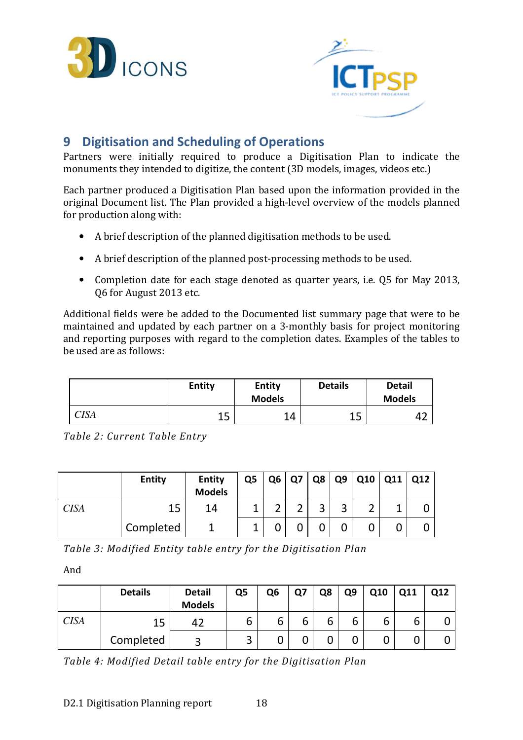## 9 Digitisation and Scheduling of Operations

Partners were initially required to produce a Digitisation Plan to indicate the monuments they intended to digitize, the content (3D models, images, videos etc.)

Each partner produced a Digitisation Plan based upon the information provided in the original Document list. The Plan provided a high-level overview of the models planned for production along with:

- A brief description of the planned digitisation methods to be used.
- A brief description of the planned post-processing methods to be used.
- Completion date for each stage denoted as quarter years, i.e. Q5 for May 2013, Q6 for August 2013 etc.

Additional fields were be added to the Documented list summary page that were to be maintained and updated by each partner on a 3-monthly basis for project monitoring and reporting purposes with regard to the completion dates. Examples of the tables to be used are as follows:

| | Entity | Entity Models | Details | Detail Models |
|---|---|---|---|---|
| *CISA* | 15 | 14 | 15 | 42 |

*Table 2: Current Table Entry*

| | Entity | Entity Models | Q5 | Q6 | Q7 | Q8 | Q9 | Q10 | Q11 | Q12 |
|---|---|---|---|---|---|---|---|---|---|---|
| *CISA* | 15 | 14 | 1 | 2 | 2 | 3 | 3 | 2 | 1 | 0 |
| | Completed | 1 | 1 | 0 | 0 | 0 | 0 | 0 | 0 | 0 |

*Table 3: Modified Entity table entry for the Digitisation Plan*

And

| | Details | Detail Models | Q5 | Q6 | Q7 | Q8 | Q9 | Q10 | Q11 | Q12 |
|---|---|---|---|---|---|---|---|---|---|---|
| *CISA* | 15 | 42 | 6 | 6 | 6 | 6 | 6 | 6 | 6 | 0 |
| | Completed | 3 | 3 | 0 | 0 | 0 | 0 | 0 | 0 | 0 |

*Table 4: Modified Detail table entry for the Digitisation Plan*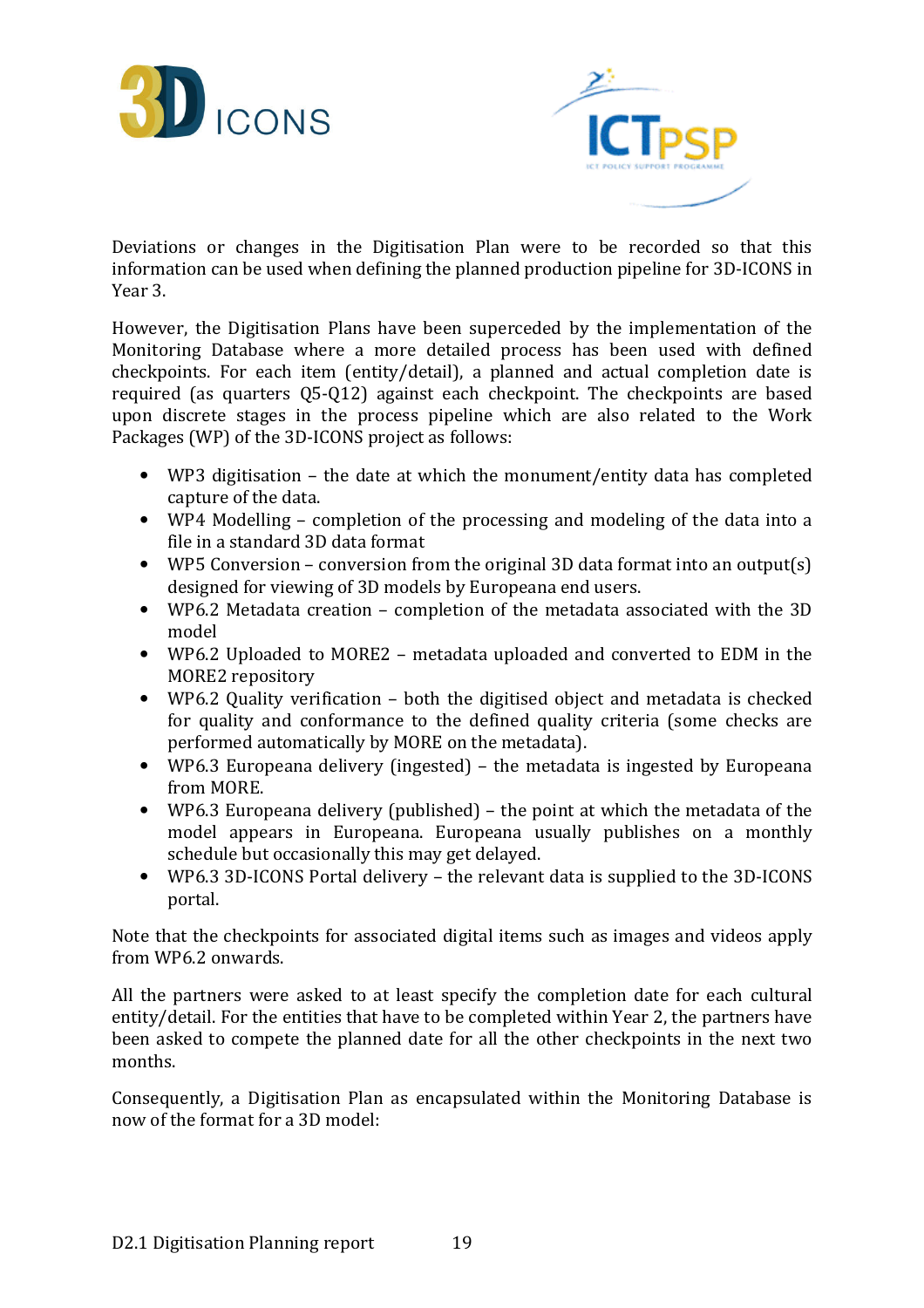Deviations or changes in the Digitisation Plan were to be recorded so that this information can be used when defining the planned production pipeline for 3D-ICONS in Year 3.

However, the Digitisation Plans have been superceded by the implementation of the Monitoring Database where a more detailed process has been used with defined checkpoints. For each item (entity/detail), a planned and actual completion date is required (as quarters Q5-Q12) against each checkpoint. The checkpoints are based upon discrete stages in the process pipeline which are also related to the Work Packages (WP) of the 3D-ICONS project as follows:

- WP3 digitisation – the date at which the monument/entity data has completed capture of the data.
- WP4 Modelling – completion of the processing and modeling of the data into a file in a standard 3D data format
- WP5 Conversion – conversion from the original 3D data format into an output(s) designed for viewing of 3D models by Europeana end users.
- WP6.2 Metadata creation – completion of the metadata associated with the 3D model
- WP6.2 Uploaded to MORE2 – metadata uploaded and converted to EDM in the MORE2 repository
- WP6.2 Quality verification – both the digitised object and metadata is checked for quality and conformance to the defined quality criteria (some checks are performed automatically by MORE on the metadata).
- WP6.3 Europeana delivery (ingested) – the metadata is ingested by Europeana from MORE.
- WP6.3 Europeana delivery (published) – the point at which the metadata of the model appears in Europeana. Europeana usually publishes on a monthly schedule but occasionally this may get delayed.
- WP6.3 3D-ICONS Portal delivery – the relevant data is supplied to the 3D-ICONS portal.

Note that the checkpoints for associated digital items such as images and videos apply from WP6.2 onwards.

All the partners were asked to at least specify the completion date for each cultural entity/detail. For the entities that have to be completed within Year 2, the partners have been asked to compete the planned date for all the other checkpoints in the next two months.

Consequently, a Digitisation Plan as encapsulated within the Monitoring Database is now of the format for a 3D model: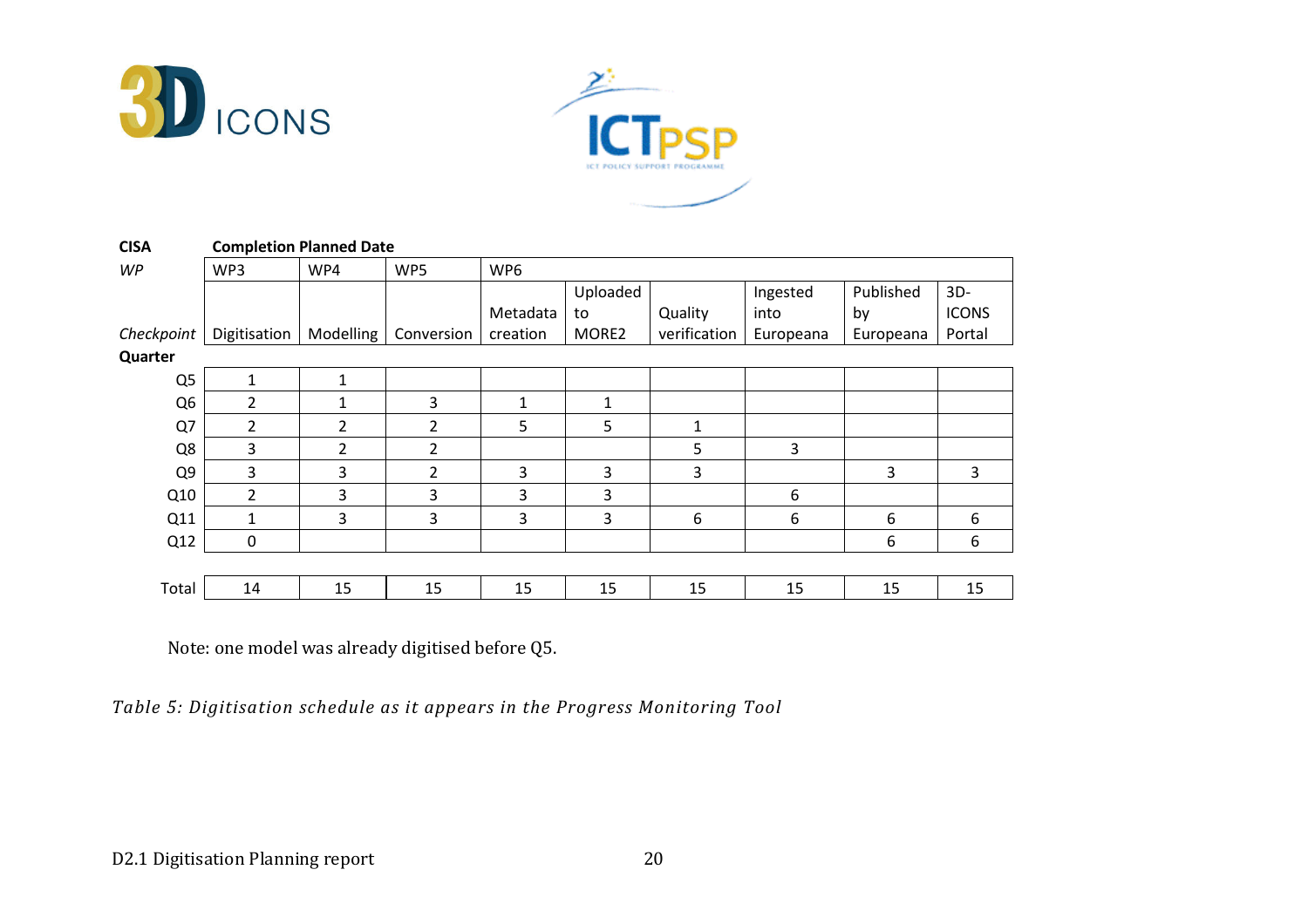| **CISA** | **Completion Planned Date** | | | | | | | | |
|---|---|---|---|---|---|---|---|---|---|
| *WP* | WP3 | WP4 | WP5 | WP6 | | | | | |
| *Checkpoint* | Digitisation | Modelling | Conversion | Metadata creation | Uploaded to MORE2 | Quality verification | Ingested into Europeana | Published by Europeana | 3D-ICONS Portal |
| **Quarter** | | | | | | | | | |
| Q5 | 1 | 1 | | | | | | | |
| Q6 | 2 | 1 | 3 | 1 | 1 | | | | |
| Q7 | 2 | 2 | 2 | 5 | 5 | 1 | | | |
| Q8 | 3 | 2 | 2 | | | 5 | 3 | | |
| Q9 | 3 | 3 | 2 | 3 | 3 | 3 | | 3 | 3 |
| Q10 | 2 | 3 | 3 | 3 | 3 | | 6 | | |
| Q11 | 1 | 3 | 3 | 3 | 3 | 6 | 6 | 6 | 6 |
| Q12 | 0 | | | | | | | 6 | 6 |
| Total | 14 | 15 | 15 | 15 | 15 | 15 | 15 | 15 | 15 |

Note: one model was already digitised before Q5.

*Table 5: Digitisation schedule as it appears in the Progress Monitoring Tool*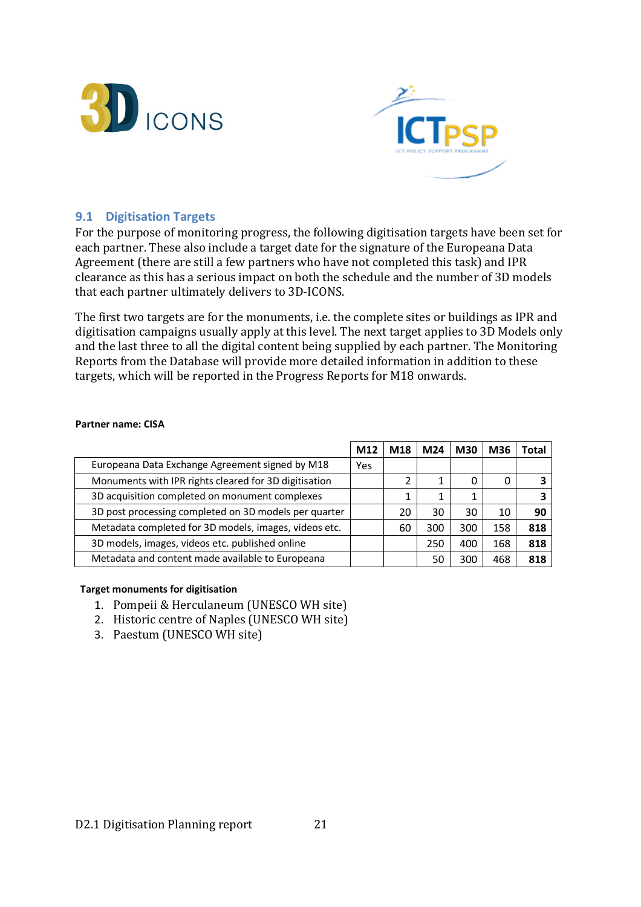## 9.1 Digitisation Targets

For the purpose of monitoring progress, the following digitisation targets have been set for each partner. These also include a target date for the signature of the Europeana Data Agreement (there are still a few partners who have not completed this task) and IPR clearance as this has a serious impact on both the schedule and the number of 3D models that each partner ultimately delivers to 3D-ICONS.

The first two targets are for the monuments, i.e. the complete sites or buildings as IPR and digitisation campaigns usually apply at this level. The next target applies to 3D Models only and the last three to all the digital content being supplied by each partner. The Monitoring Reports from the Database will provide more detailed information in addition to these targets, which will be reported in the Progress Reports for M18 onwards.

**Partner name: CISA**

| | M12 | M18 | M24 | M30 | M36 | Total |
|---|---|---|---|---|---|---|
| Europeana Data Exchange Agreement signed by M18 | Yes | | | | | |
| Monuments with IPR rights cleared for 3D digitisation | | 2 | 1 | 0 | 0 | **3** |
| 3D acquisition completed on monument complexes | | 1 | 1 | 1 | | **3** |
| 3D post processing completed on 3D models per quarter | | 20 | 30 | 30 | 10 | **90** |
| Metadata completed for 3D models, images, videos etc. | | 60 | 300 | 300 | 158 | **818** |
| 3D models, images, videos etc. published online | | | 250 | 400 | 168 | **818** |
| Metadata and content made available to Europeana | | | 50 | 300 | 468 | **818** |

**Target monuments for digitisation**

1. Pompeii & Herculaneum (UNESCO WH site)
2. Historic centre of Naples (UNESCO WH site)
3. Paestum (UNESCO WH site)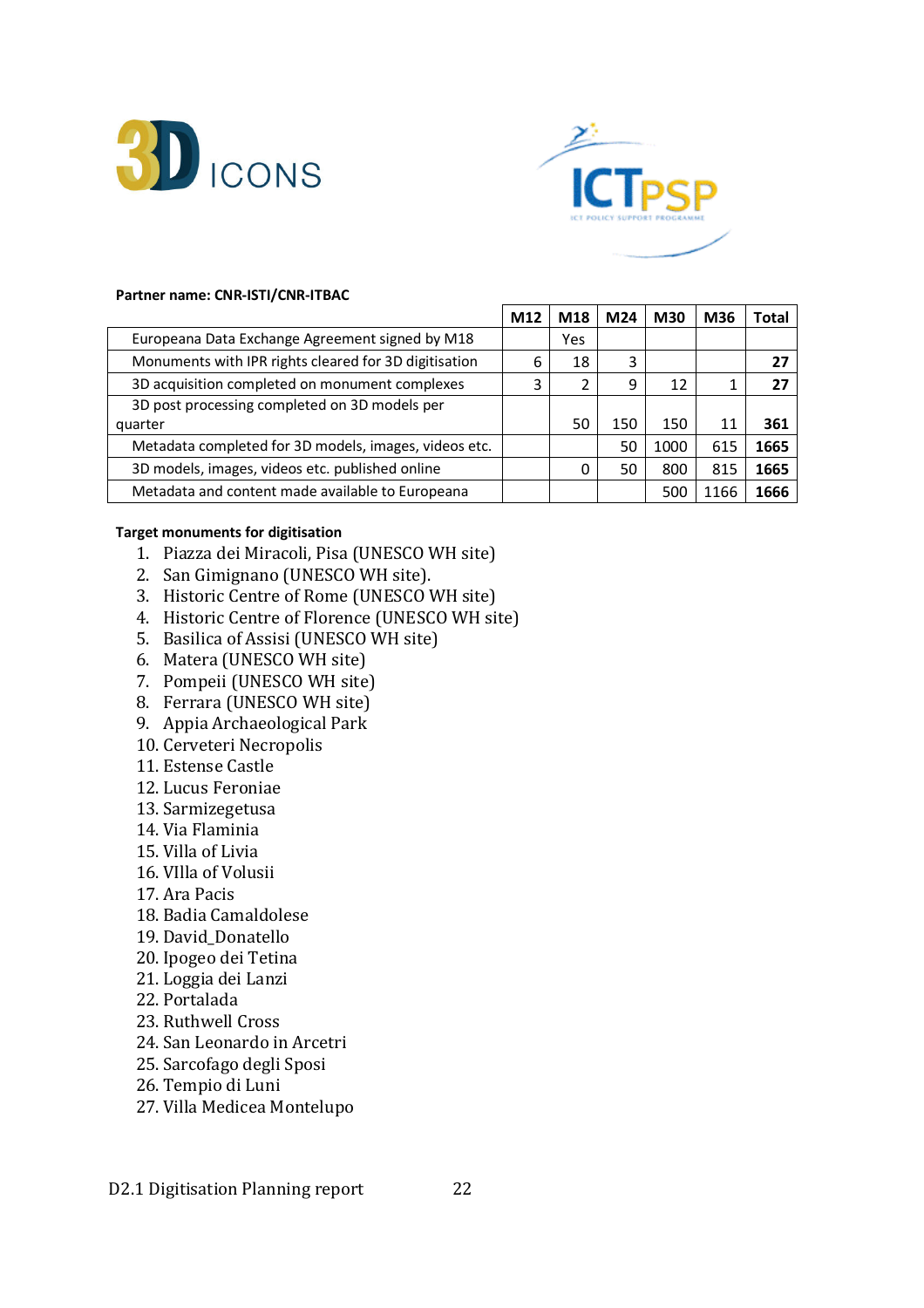**Partner name: CNR-ISTI/CNR-ITBAC**

| | M12 | M18 | M24 | M30 | M36 | Total |
|---|---|---|---|---|---|---|
| Europeana Data Exchange Agreement signed by M18 | | Yes | | | | |
| Monuments with IPR rights cleared for 3D digitisation | 6 | 18 | 3 | | | **27** |
| 3D acquisition completed on monument complexes | 3 | 2 | 9 | 12 | 1 | **27** |
| 3D post processing completed on 3D models per quarter | | 50 | 150 | 150 | 11 | **361** |
| Metadata completed for 3D models, images, videos etc. | | | 50 | 1000 | 615 | **1665** |
| 3D models, images, videos etc. published online | | 0 | 50 | 800 | 815 | **1665** |
| Metadata and content made available to Europeana | | | | 500 | 1166 | **1666** |

**Target monuments for digitisation**

1. Piazza dei Miracoli, Pisa (UNESCO WH site)
2. San Gimignano (UNESCO WH site).
3. Historic Centre of Rome (UNESCO WH site)
4. Historic Centre of Florence (UNESCO WH site)
5. Basilica of Assisi (UNESCO WH site)
6. Matera (UNESCO WH site)
7. Pompeii (UNESCO WH site)
8. Ferrara (UNESCO WH site)
9. Appia Archaeological Park
10. Cerveteri Necropolis
11. Estense Castle
12. Lucus Feroniae
13. Sarmizegetusa
14. Via Flaminia
15. Villa of Livia
16. VIlla of Volusii
17. Ara Pacis
18. Badia Camaldolese
19. David_Donatello
20. Ipogeo dei Tetina
21. Loggia dei Lanzi
22. Portalada
23. Ruthwell Cross
24. San Leonardo in Arcetri
25. Sarcofago degli Sposi
26. Tempio di Luni
27. Villa Medicea Montelupo

D2.1 Digitisation Planning report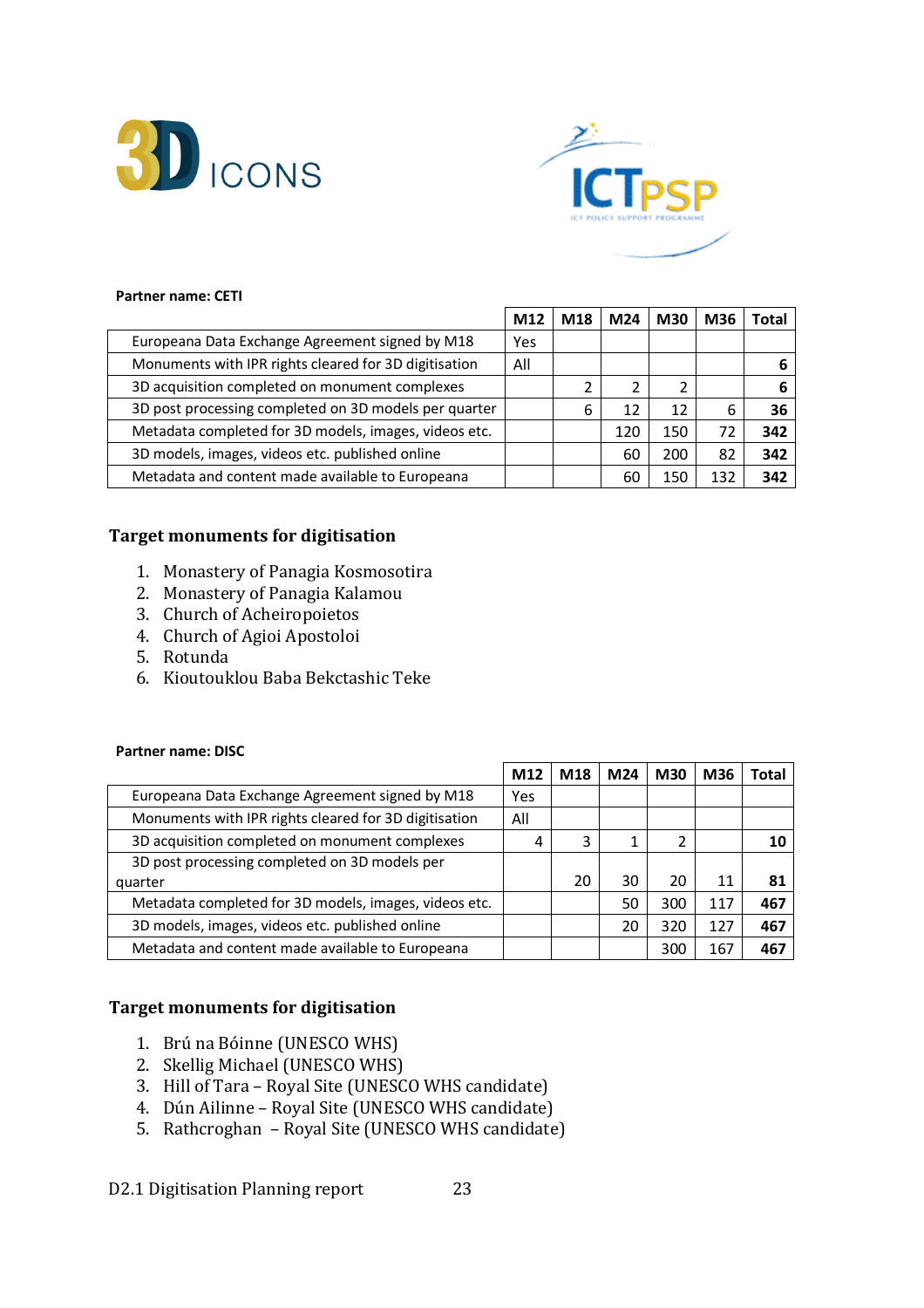**Partner name: CETI**

| | M12 | M18 | M24 | M30 | M36 | Total |
|---|---|---|---|---|---|---|
| Europeana Data Exchange Agreement signed by M18 | Yes | | | | | |
| Monuments with IPR rights cleared for 3D digitisation | All | | | | | **6** |
| 3D acquisition completed on monument complexes | | 2 | 2 | 2 | | **6** |
| 3D post processing completed on 3D models per quarter | | 6 | 12 | 12 | 6 | **36** |
| Metadata completed for 3D models, images, videos etc. | | | 120 | 150 | 72 | **342** |
| 3D models, images, videos etc. published online | | | 60 | 200 | 82 | **342** |
| Metadata and content made available to Europeana | | | 60 | 150 | 132 | **342** |

### Target monuments for digitisation

1. Monastery of Panagia Kosmosotira
2. Monastery of Panagia Kalamou
3. Church of Acheiropoietos
4. Church of Agioi Apostoloi
5. Rotunda
6. Kioutouklou Baba Bekctashic Teke

**Partner name: DISC**

| | M12 | M18 | M24 | M30 | M36 | Total |
|---|---|---|---|---|---|---|
| Europeana Data Exchange Agreement signed by M18 | Yes | | | | | |
| Monuments with IPR rights cleared for 3D digitisation | All | | | | | |
| 3D acquisition completed on monument complexes | 4 | 3 | 1 | 2 | | **10** |
| 3D post processing completed on 3D models per quarter | | 20 | 30 | 20 | 11 | **81** |
| Metadata completed for 3D models, images, videos etc. | | | 50 | 300 | 117 | **467** |
| 3D models, images, videos etc. published online | | | 20 | 320 | 127 | **467** |
| Metadata and content made available to Europeana | | | | 300 | 167 | **467** |

### Target monuments for digitisation

1. Brú na Bóinne (UNESCO WHS)
2. Skellig Michael (UNESCO WHS)
3. Hill of Tara – Royal Site (UNESCO WHS candidate)
4. Dún Ailinne – Royal Site (UNESCO WHS candidate)
5. Rathcroghan – Royal Site (UNESCO WHS candidate)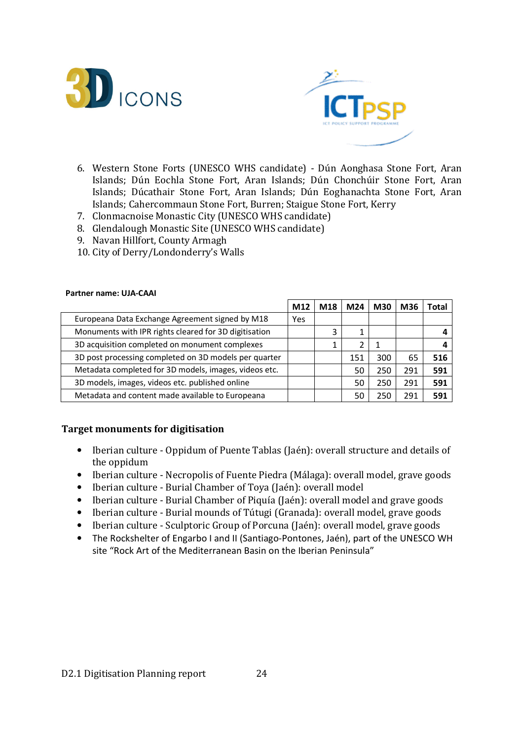6. Western Stone Forts (UNESCO WHS candidate) - Dún Aonghasa Stone Fort, Aran Islands; Dún Eochla Stone Fort, Aran Islands; Dún Chonchúir Stone Fort, Aran Islands; Dúcathair Stone Fort, Aran Islands; Dún Eoghanachta Stone Fort, Aran Islands; Cahercommaun Stone Fort, Burren; Staigue Stone Fort, Kerry
7. Clonmacnoise Monastic City (UNESCO WHS candidate)
8. Glendalough Monastic Site (UNESCO WHS candidate)
9. Navan Hillfort, County Armagh
10. City of Derry/Londonderry's Walls

**Partner name: UJA-CAAI**

| | M12 | M18 | M24 | M30 | M36 | Total |
|---|---|---|---|---|---|---|
| Europeana Data Exchange Agreement signed by M18 | Yes | | | | | |
| Monuments with IPR rights cleared for 3D digitisation | | 3 | 1 | | | **4** |
| 3D acquisition completed on monument complexes | | 1 | 2 | 1 | | **4** |
| 3D post processing completed on 3D models per quarter | | | 151 | 300 | 65 | **516** |
| Metadata completed for 3D models, images, videos etc. | | | 50 | 250 | 291 | **591** |
| 3D models, images, videos etc. published online | | | 50 | 250 | 291 | **591** |
| Metadata and content made available to Europeana | | | 50 | 250 | 291 | **591** |

### Target monuments for digitisation

- Iberian culture - Oppidum of Puente Tablas (Jaén): overall structure and details of the oppidum
- Iberian culture - Necropolis of Fuente Piedra (Málaga): overall model, grave goods
- Iberian culture - Burial Chamber of Toya (Jaén): overall model
- Iberian culture - Burial Chamber of Piquía (Jaén): overall model and grave goods
- Iberian culture - Burial mounds of Tútugi (Granada): overall model, grave goods
- Iberian culture - Sculptoric Group of Porcuna (Jaén): overall model, grave goods
- The Rockshelter of Engarbo I and II (Santiago-Pontones, Jaén), part of the UNESCO WH site "Rock Art of the Mediterranean Basin on the Iberian Peninsula"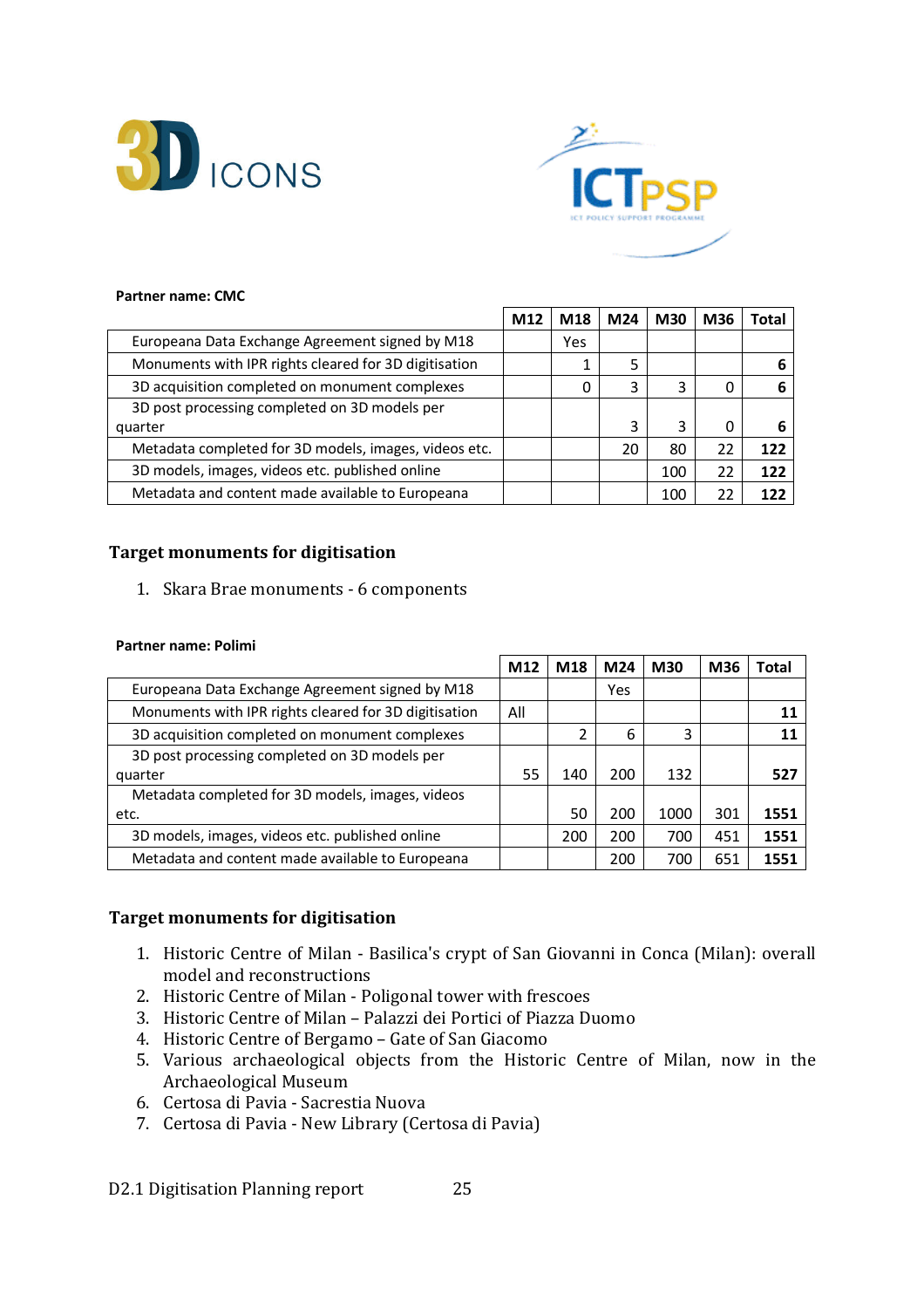**Partner name: CMC**

| | M12 | M18 | M24 | M30 | M36 | Total |
|---|---|---|---|---|---|---|
| Europeana Data Exchange Agreement signed by M18 | | Yes | | | | |
| Monuments with IPR rights cleared for 3D digitisation | | 1 | 5 | | | **6** |
| 3D acquisition completed on monument complexes | | 0 | 3 | 3 | 0 | **6** |
| 3D post processing completed on 3D models per quarter | | | 3 | 3 | 0 | **6** |
| Metadata completed for 3D models, images, videos etc. | | | 20 | 80 | 22 | **122** |
| 3D models, images, videos etc. published online | | | | 100 | 22 | **122** |
| Metadata and content made available to Europeana | | | | 100 | 22 | **122** |

### Target monuments for digitisation

1. Skara Brae monuments - 6 components

**Partner name: Polimi**

| | M12 | M18 | M24 | M30 | M36 | Total |
|---|---|---|---|---|---|---|
| Europeana Data Exchange Agreement signed by M18 | | | Yes | | | |
| Monuments with IPR rights cleared for 3D digitisation | All | | | | | **11** |
| 3D acquisition completed on monument complexes | | 2 | 6 | 3 | | **11** |
| 3D post processing completed on 3D models per quarter | 55 | 140 | 200 | 132 | | **527** |
| Metadata completed for 3D models, images, videos etc. | | 50 | 200 | 1000 | 301 | **1551** |
| 3D models, images, videos etc. published online | | 200 | 200 | 700 | 451 | **1551** |
| Metadata and content made available to Europeana | | | 200 | 700 | 651 | **1551** |

### Target monuments for digitisation

1. Historic Centre of Milan - Basilica's crypt of San Giovanni in Conca (Milan): overall model and reconstructions
2. Historic Centre of Milan - Poligonal tower with frescoes
3. Historic Centre of Milan – Palazzi dei Portici of Piazza Duomo
4. Historic Centre of Bergamo – Gate of San Giacomo
5. Various archaeological objects from the Historic Centre of Milan, now in the Archaeological Museum
6. Certosa di Pavia - Sacrestia Nuova
7. Certosa di Pavia - New Library (Certosa di Pavia)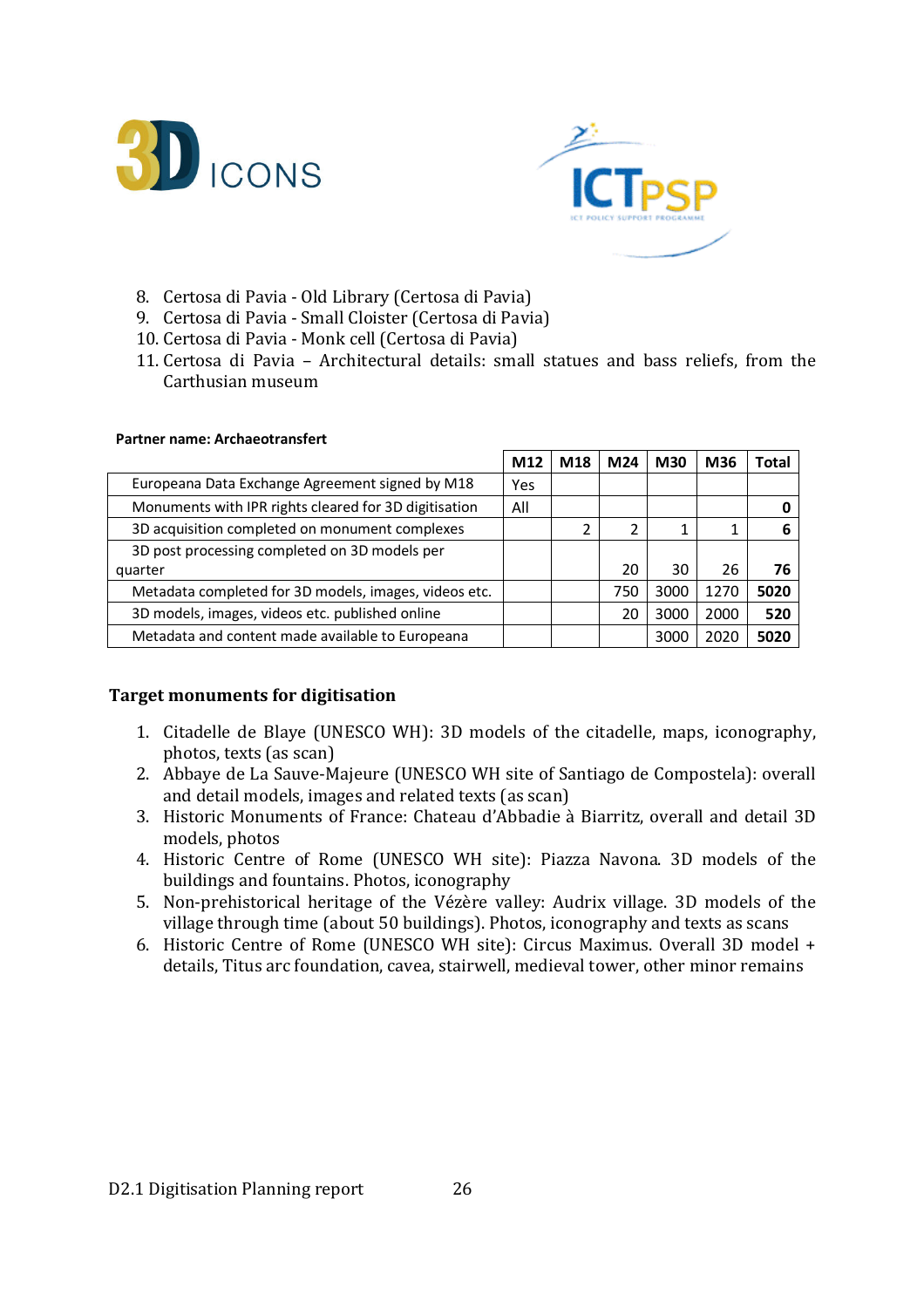8. Certosa di Pavia - Old Library (Certosa di Pavia)
9. Certosa di Pavia - Small Cloister (Certosa di Pavia)
10. Certosa di Pavia - Monk cell (Certosa di Pavia)
11. Certosa di Pavia – Architectural details: small statues and bass reliefs, from the Carthusian museum

**Partner name: Archaeotransfert**

| | M12 | M18 | M24 | M30 | M36 | Total |
|---|---|---|---|---|---|---|
| Europeana Data Exchange Agreement signed by M18 | Yes | | | | | |
| Monuments with IPR rights cleared for 3D digitisation | All | | | | | **0** |
| 3D acquisition completed on monument complexes | | 2 | 2 | 1 | 1 | **6** |
| 3D post processing completed on 3D models per quarter | | | 20 | 30 | 26 | **76** |
| Metadata completed for 3D models, images, videos etc. | | | 750 | 3000 | 1270 | **5020** |
| 3D models, images, videos etc. published online | | | 20 | 3000 | 2000 | **520** |
| Metadata and content made available to Europeana | | | | 3000 | 2020 | **5020** |

### Target monuments for digitisation

1. Citadelle de Blaye (UNESCO WH): 3D models of the citadelle, maps, iconography, photos, texts (as scan)
2. Abbaye de La Sauve-Majeure (UNESCO WH site of Santiago de Compostela): overall and detail models, images and related texts (as scan)
3. Historic Monuments of France: Chateau d'Abbadie à Biarritz, overall and detail 3D models, photos
4. Historic Centre of Rome (UNESCO WH site): Piazza Navona. 3D models of the buildings and fountains. Photos, iconography
5. Non-prehistorical heritage of the Vézère valley: Audrix village. 3D models of the village through time (about 50 buildings). Photos, iconography and texts as scans
6. Historic Centre of Rome (UNESCO WH site): Circus Maximus. Overall 3D model + details, Titus arc foundation, cavea, stairwell, medieval tower, other minor remains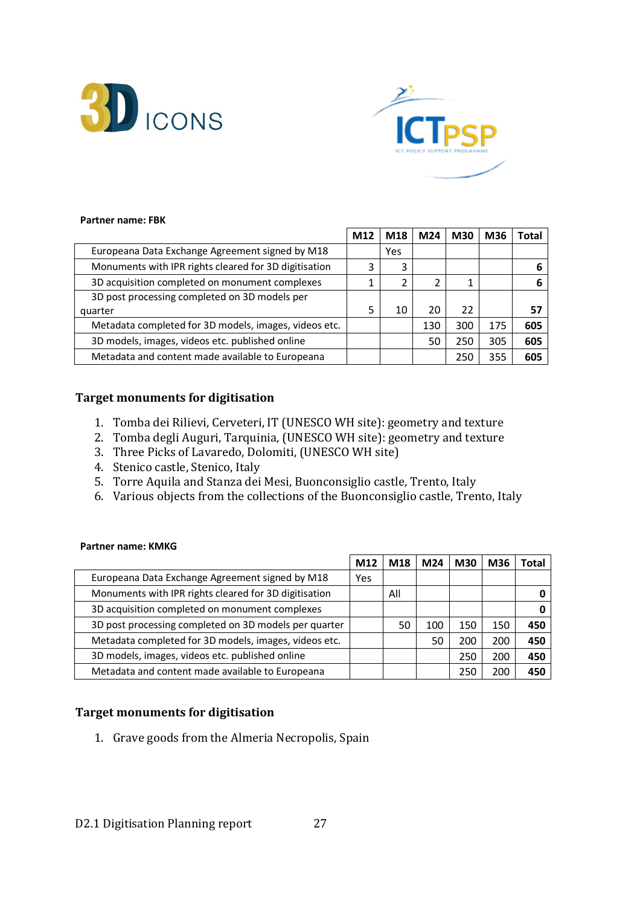**Partner name: FBK**

| | M12 | M18 | M24 | M30 | M36 | Total |
|---|---|---|---|---|---|---|
| Europeana Data Exchange Agreement signed by M18 | | Yes | | | | |
| Monuments with IPR rights cleared for 3D digitisation | 3 | 3 | | | | **6** |
| 3D acquisition completed on monument complexes | 1 | 2 | 2 | 1 | | **6** |
| 3D post processing completed on 3D models per quarter | 5 | 10 | 20 | 22 | | **57** |
| Metadata completed for 3D models, images, videos etc. | | | 130 | 300 | 175 | **605** |
| 3D models, images, videos etc. published online | | | 50 | 250 | 305 | **605** |
| Metadata and content made available to Europeana | | | | 250 | 355 | **605** |

### Target monuments for digitisation

1. Tomba dei Rilievi, Cerveteri, IT (UNESCO WH site): geometry and texture
2. Tomba degli Auguri, Tarquinia, (UNESCO WH site): geometry and texture
3. Three Picks of Lavaredo, Dolomiti, (UNESCO WH site)
4. Stenico castle, Stenico, Italy
5. Torre Aquila and Stanza dei Mesi, Buonconsiglio castle, Trento, Italy
6. Various objects from the collections of the Buonconsiglio castle, Trento, Italy

**Partner name: KMKG**

| | M12 | M18 | M24 | M30 | M36 | Total |
|---|---|---|---|---|---|---|
| Europeana Data Exchange Agreement signed by M18 | Yes | | | | | |
| Monuments with IPR rights cleared for 3D digitisation | | All | | | | **0** |
| 3D acquisition completed on monument complexes | | | | | | **0** |
| 3D post processing completed on 3D models per quarter | | 50 | 100 | 150 | 150 | **450** |
| Metadata completed for 3D models, images, videos etc. | | | 50 | 200 | 200 | **450** |
| 3D models, images, videos etc. published online | | | | 250 | 200 | **450** |
| Metadata and content made available to Europeana | | | | 250 | 200 | **450** |

### Target monuments for digitisation

1. Grave goods from the Almeria Necropolis, Spain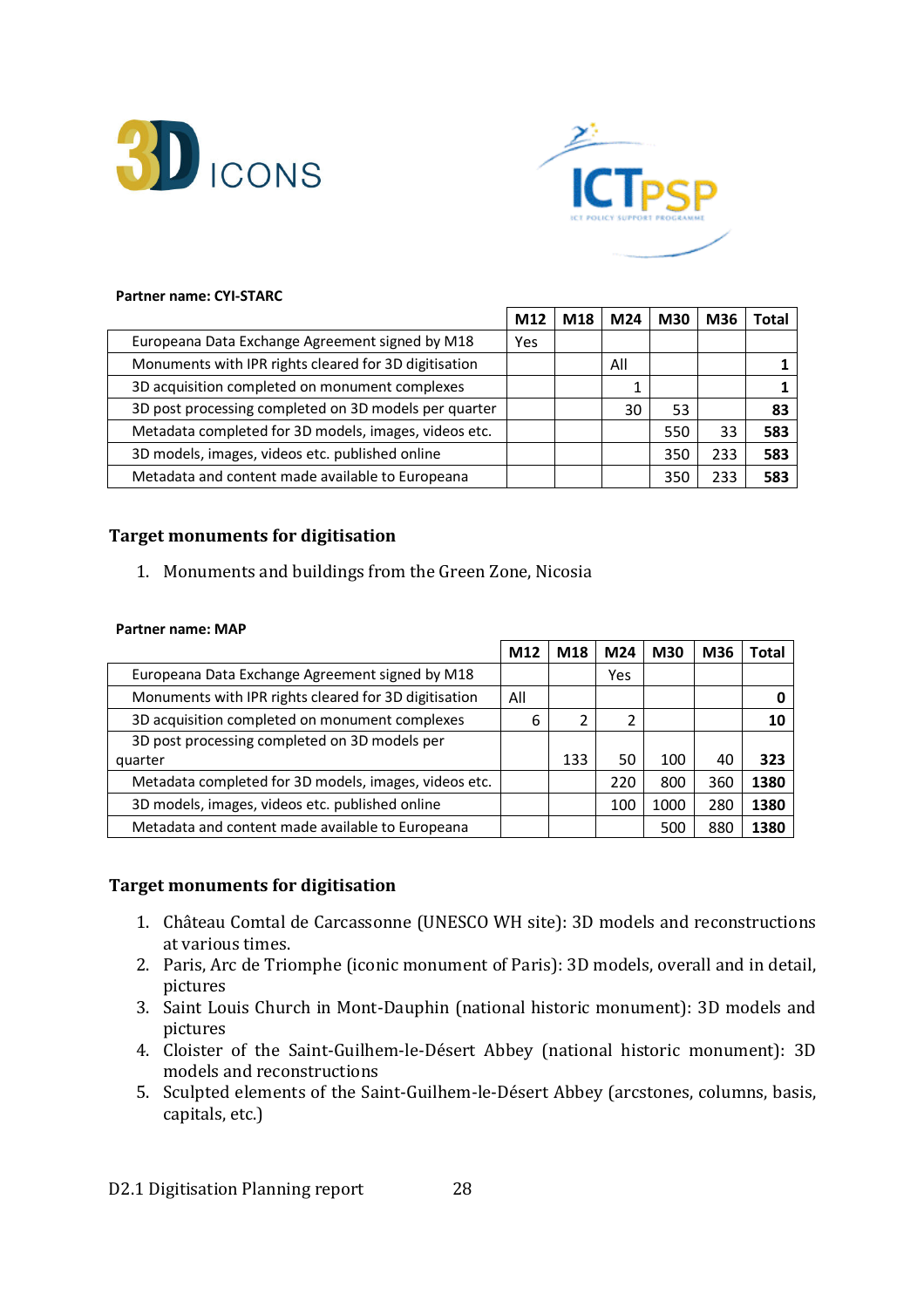**Partner name: CYI-STARC**

| | M12 | M18 | M24 | M30 | M36 | Total |
|---|---|---|---|---|---|---|
| Europeana Data Exchange Agreement signed by M18 | Yes | | | | | |
| Monuments with IPR rights cleared for 3D digitisation | | | All | | | **1** |
| 3D acquisition completed on monument complexes | | | 1 | | | **1** |
| 3D post processing completed on 3D models per quarter | | | 30 | 53 | | **83** |
| Metadata completed for 3D models, images, videos etc. | | | | 550 | 33 | **583** |
| 3D models, images, videos etc. published online | | | | 350 | 233 | **583** |
| Metadata and content made available to Europeana | | | | 350 | 233 | **583** |

## Target monuments for digitisation

1. Monuments and buildings from the Green Zone, Nicosia

**Partner name: MAP**

| | M12 | M18 | M24 | M30 | M36 | Total |
|---|---|---|---|---|---|---|
| Europeana Data Exchange Agreement signed by M18 | | | Yes | | | |
| Monuments with IPR rights cleared for 3D digitisation | All | | | | | **0** |
| 3D acquisition completed on monument complexes | 6 | 2 | 2 | | | **10** |
| 3D post processing completed on 3D models per quarter | | 133 | 50 | 100 | 40 | **323** |
| Metadata completed for 3D models, images, videos etc. | | | 220 | 800 | 360 | **1380** |
| 3D models, images, videos etc. published online | | | 100 | 1000 | 280 | **1380** |
| Metadata and content made available to Europeana | | | | 500 | 880 | **1380** |

## Target monuments for digitisation

1. Château Comtal de Carcassonne (UNESCO WH site): 3D models and reconstructions at various times.
2. Paris, Arc de Triomphe (iconic monument of Paris): 3D models, overall and in detail, pictures
3. Saint Louis Church in Mont-Dauphin (national historic monument): 3D models and pictures
4. Cloister of the Saint-Guilhem-le-Désert Abbey (national historic monument): 3D models and reconstructions
5. Sculpted elements of the Saint-Guilhem-le-Désert Abbey (arcstones, columns, basis, capitals, etc.)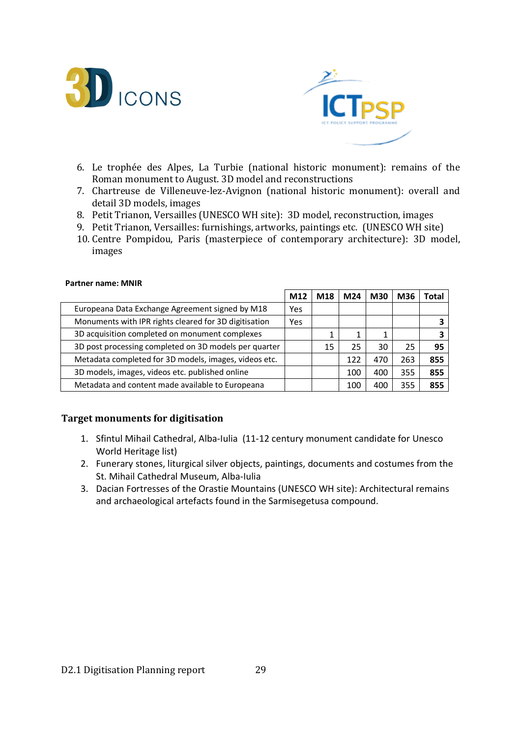6. Le trophée des Alpes, La Turbie (national historic monument): remains of the Roman monument to August. 3D model and reconstructions
7. Chartreuse de Villeneuve-lez-Avignon (national historic monument): overall and detail 3D models, images
8. Petit Trianon, Versailles (UNESCO WH site): 3D model, reconstruction, images
9. Petit Trianon, Versailles: furnishings, artworks, paintings etc. (UNESCO WH site)
10. Centre Pompidou, Paris (masterpiece of contemporary architecture): 3D model, images

**Partner name: MNIR**

| | M12 | M18 | M24 | M30 | M36 | Total |
|---|---|---|---|---|---|---|
| Europeana Data Exchange Agreement signed by M18 | Yes | | | | | |
| Monuments with IPR rights cleared for 3D digitisation | Yes | | | | | **3** |
| 3D acquisition completed on monument complexes | | 1 | 1 | 1 | | **3** |
| 3D post processing completed on 3D models per quarter | | 15 | 25 | 30 | 25 | **95** |
| Metadata completed for 3D models, images, videos etc. | | | 122 | 470 | 263 | **855** |
| 3D models, images, videos etc. published online | | | 100 | 400 | 355 | **855** |
| Metadata and content made available to Europeana | | | 100 | 400 | 355 | **855** |

### Target monuments for digitisation

1. Sfintul Mihail Cathedral, Alba-Iulia (11-12 century monument candidate for Unesco World Heritage list)
2. Funerary stones, liturgical silver objects, paintings, documents and costumes from the St. Mihail Cathedral Museum, Alba-Iulia
3. Dacian Fortresses of the Orastie Mountains (UNESCO WH site): Architectural remains and archaeological artefacts found in the Sarmisegetusa compound.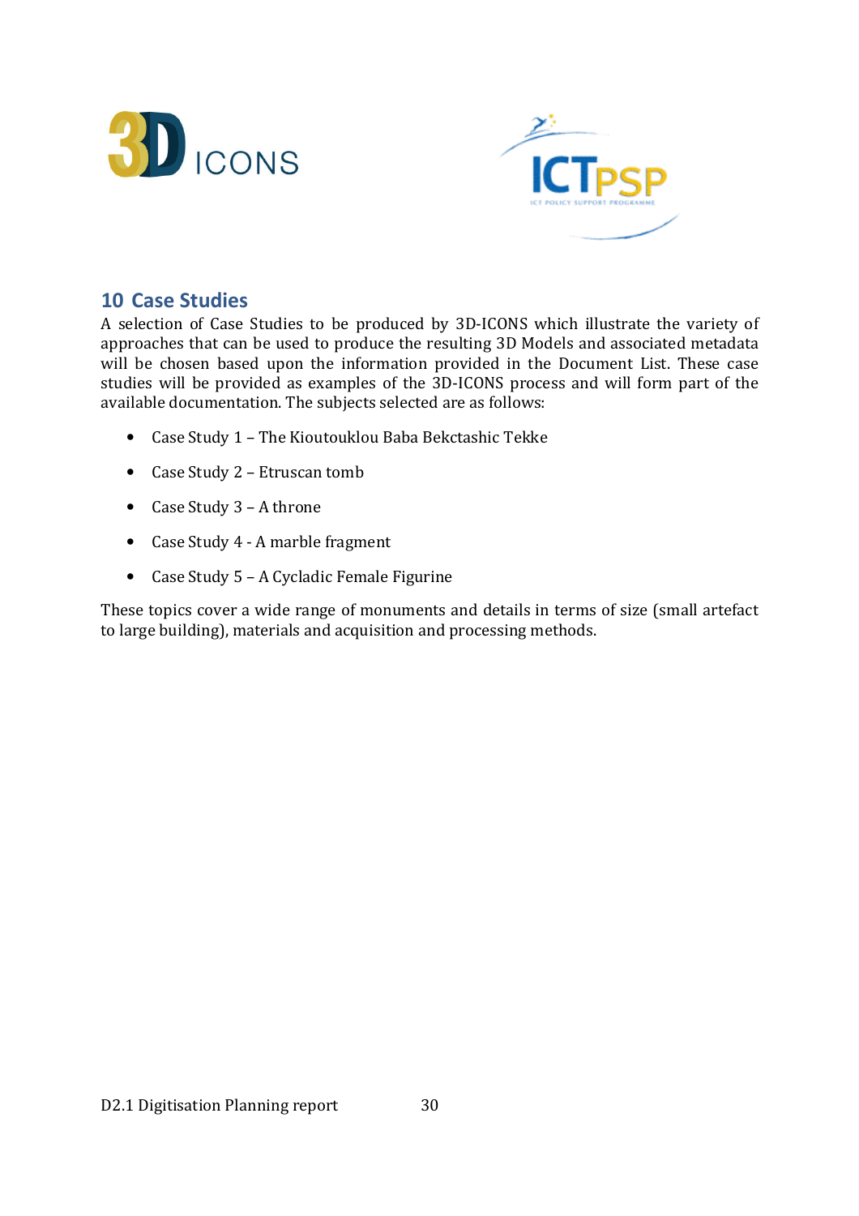## 10 Case Studies

A selection of Case Studies to be produced by 3D-ICONS which illustrate the variety of approaches that can be used to produce the resulting 3D Models and associated metadata will be chosen based upon the information provided in the Document List. These case studies will be provided as examples of the 3D-ICONS process and will form part of the available documentation. The subjects selected are as follows:

- Case Study 1 – The Kioutouklou Baba Bekctashic Tekke
- Case Study 2 – Etruscan tomb
- Case Study 3 – A throne
- Case Study 4 - A marble fragment
- Case Study 5 – A Cycladic Female Figurine

These topics cover a wide range of monuments and details in terms of size (small artefact to large building), materials and acquisition and processing methods.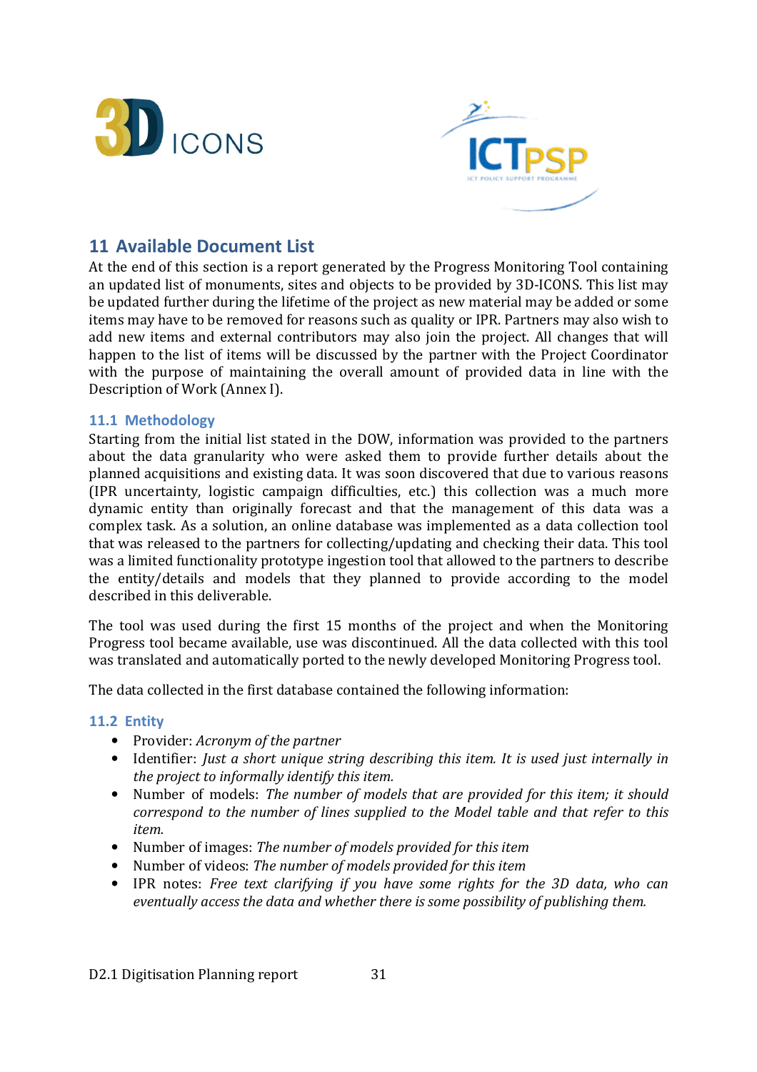## 11 Available Document List

At the end of this section is a report generated by the Progress Monitoring Tool containing an updated list of monuments, sites and objects to be provided by 3D-ICONS. This list may be updated further during the lifetime of the project as new material may be added or some items may have to be removed for reasons such as quality or IPR. Partners may also wish to add new items and external contributors may also join the project. All changes that will happen to the list of items will be discussed by the partner with the Project Coordinator with the purpose of maintaining the overall amount of provided data in line with the Description of Work (Annex I).

### 11.1 Methodology

Starting from the initial list stated in the DOW, information was provided to the partners about the data granularity who were asked them to provide further details about the planned acquisitions and existing data. It was soon discovered that due to various reasons (IPR uncertainty, logistic campaign difficulties, etc.) this collection was a much more dynamic entity than originally forecast and that the management of this data was a complex task. As a solution, an online database was implemented as a data collection tool that was released to the partners for collecting/updating and checking their data. This tool was a limited functionality prototype ingestion tool that allowed to the partners to describe the entity/details and models that they planned to provide according to the model described in this deliverable.

The tool was used during the first 15 months of the project and when the Monitoring Progress tool became available, use was discontinued. All the data collected with this tool was translated and automatically ported to the newly developed Monitoring Progress tool.

The data collected in the first database contained the following information:

### 11.2 Entity

- Provider: *Acronym of the partner*
- Identifier: *Just a short unique string describing this item. It is used just internally in the project to informally identify this item.*
- Number of models: *The number of models that are provided for this item; it should correspond to the number of lines supplied to the Model table and that refer to this item.*
- Number of images: *The number of models provided for this item*
- Number of videos: *The number of models provided for this item*
- IPR notes: *Free text clarifying if you have some rights for the 3D data, who can eventually access the data and whether there is some possibility of publishing them.*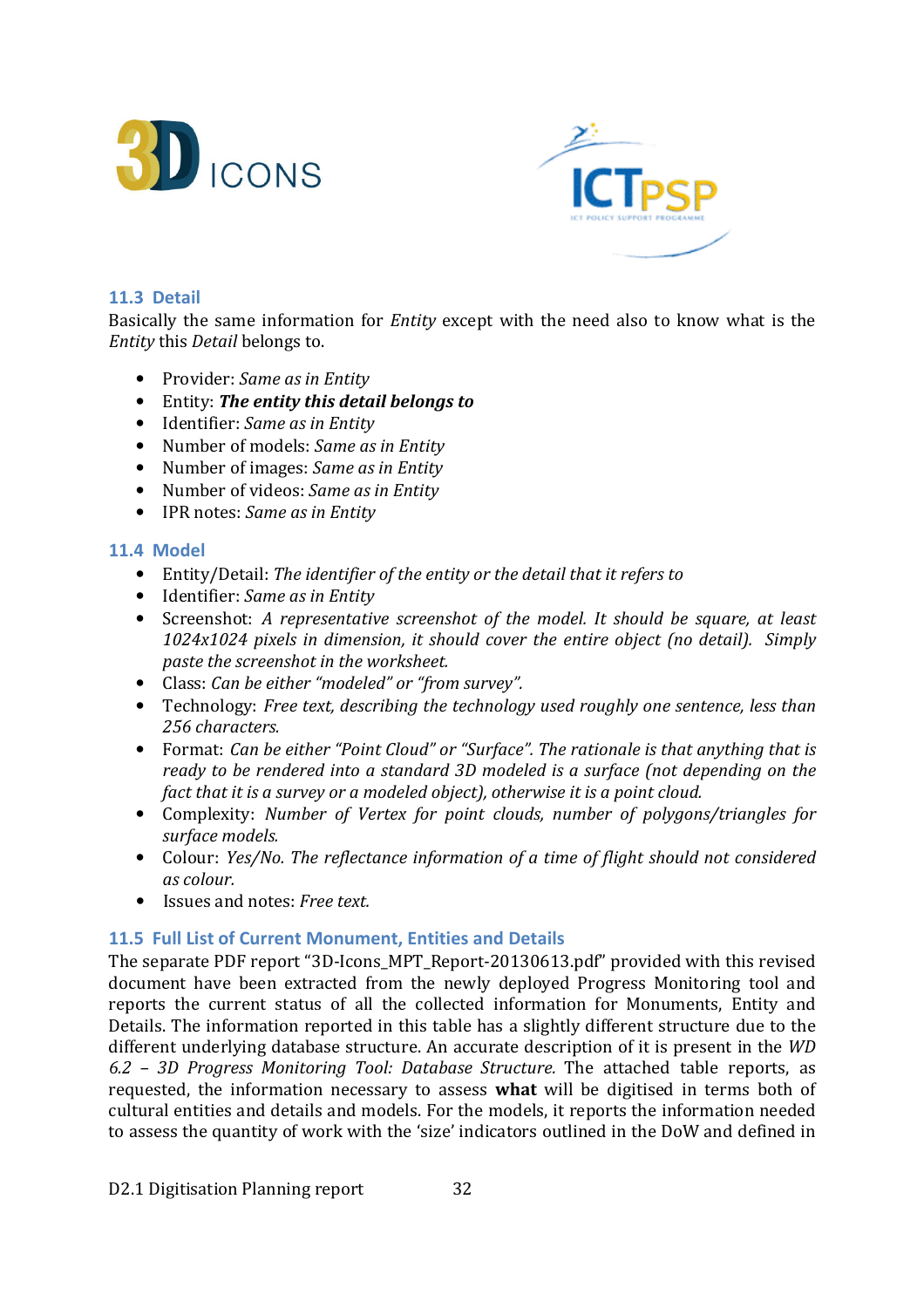### 11.3 Detail

Basically the same information for *Entity* except with the need also to know what is the *Entity* this *Detail* belongs to.

- Provider: *Same as in Entity*
- Entity: ***The entity this detail belongs to***
- Identifier: *Same as in Entity*
- Number of models: *Same as in Entity*
- Number of images: *Same as in Entity*
- Number of videos: *Same as in Entity*
- IPR notes: *Same as in Entity*

### 11.4 Model

- Entity/Detail: *The identifier of the entity or the detail that it refers to*
- Identifier: *Same as in Entity*
- Screenshot: *A representative screenshot of the model. It should be square, at least 1024x1024 pixels in dimension, it should cover the entire object (no detail). Simply paste the screenshot in the worksheet.*
- Class: *Can be either "modeled" or "from survey".*
- Technology: *Free text, describing the technology used roughly one sentence, less than 256 characters.*
- Format: *Can be either "Point Cloud" or "Surface". The rationale is that anything that is ready to be rendered into a standard 3D modeled is a surface (not depending on the fact that it is a survey or a modeled object), otherwise it is a point cloud.*
- Complexity: *Number of Vertex for point clouds, number of polygons/triangles for surface models.*
- Colour: *Yes/No. The reflectance information of a time of flight should not considered as colour.*
- Issues and notes: *Free text.*

### 11.5 Full List of Current Monument, Entities and Details

The separate PDF report "3D-Icons_MPT_Report-20130613.pdf" provided with this revised document have been extracted from the newly deployed Progress Monitoring tool and reports the current status of all the collected information for Monuments, Entity and Details. The information reported in this table has a slightly different structure due to the different underlying database structure. An accurate description of it is present in the *WD 6.2 – 3D Progress Monitoring Tool: Database Structure.* The attached table reports, as requested, the information necessary to assess **what** will be digitised in terms both of cultural entities and details and models. For the models, it reports the information needed to assess the quantity of work with the 'size' indicators outlined in the DoW and defined in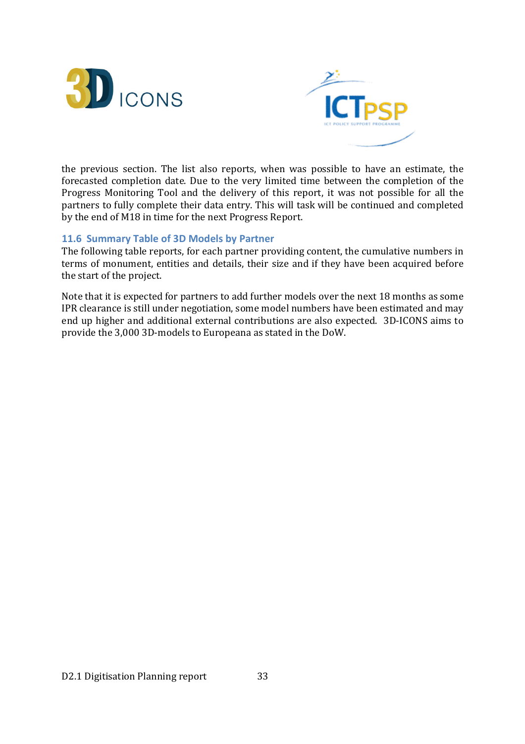the previous section. The list also reports, when was possible to have an estimate, the forecasted completion date. Due to the very limited time between the completion of the Progress Monitoring Tool and the delivery of this report, it was not possible for all the partners to fully complete their data entry. This will task will be continued and completed by the end of M18 in time for the next Progress Report.

### 11.6 Summary Table of 3D Models by Partner

The following table reports, for each partner providing content, the cumulative numbers in terms of monument, entities and details, their size and if they have been acquired before the start of the project.

Note that it is expected for partners to add further models over the next 18 months as some IPR clearance is still under negotiation, some model numbers have been estimated and may end up higher and additional external contributions are also expected. 3D-ICONS aims to provide the 3,000 3D-models to Europeana as stated in the DoW.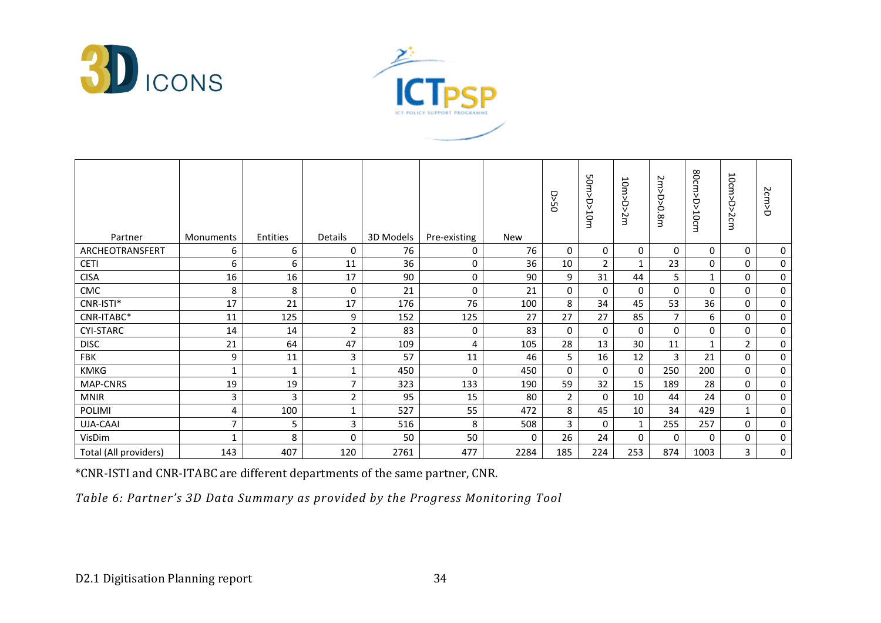| Partner | Monuments | Entities | Details | 3D Models | Pre-existing | New | D>50 | 50m>D>10m | 10m>D>2m | 2m>D>0.8m | 80cm>D>10cm | 10cm>D>2cm | 2cm>D |
|---|---|---|---|---|---|---|---|---|---|---|---|---|---|
| ARCHEOTRANSFERT | 6 | 6 | 0 | 76 | 0 | 76 | 0 | 0 | 0 | 0 | 0 | 0 | 0 |
| CETI | 6 | 6 | 11 | 36 | 0 | 36 | 10 | 2 | 1 | 23 | 0 | 0 | 0 |
| CISA | 16 | 16 | 17 | 90 | 0 | 90 | 9 | 31 | 44 | 5 | 1 | 0 | 0 |
| CMC | 8 | 8 | 0 | 21 | 0 | 21 | 0 | 0 | 0 | 0 | 0 | 0 | 0 |
| CNR-ISTI* | 17 | 21 | 17 | 176 | 76 | 100 | 8 | 34 | 45 | 53 | 36 | 0 | 0 |
| CNR-ITABC* | 11 | 125 | 9 | 152 | 125 | 27 | 27 | 27 | 85 | 7 | 6 | 0 | 0 |
| CYI-STARC | 14 | 14 | 2 | 83 | 0 | 83 | 0 | 0 | 0 | 0 | 0 | 0 | 0 |
| DISC | 21 | 64 | 47 | 109 | 4 | 105 | 28 | 13 | 30 | 11 | 1 | 2 | 0 |
| FBK | 9 | 11 | 3 | 57 | 11 | 46 | 5 | 16 | 12 | 3 | 21 | 0 | 0 |
| KMKG | 1 | 1 | 1 | 450 | 0 | 450 | 0 | 0 | 0 | 250 | 200 | 0 | 0 |
| MAP-CNRS | 19 | 19 | 7 | 323 | 133 | 190 | 59 | 32 | 15 | 189 | 28 | 0 | 0 |
| MNIR | 3 | 3 | 2 | 95 | 15 | 80 | 2 | 0 | 10 | 44 | 24 | 0 | 0 |
| POLIMI | 4 | 100 | 1 | 527 | 55 | 472 | 8 | 45 | 10 | 34 | 429 | 1 | 0 |
| UJA-CAAI | 7 | 5 | 3 | 516 | 8 | 508 | 3 | 0 | 1 | 255 | 257 | 0 | 0 |
| VisDim | 1 | 8 | 0 | 50 | 50 | 0 | 26 | 24 | 0 | 0 | 0 | 0 | 0 |
| Total (All providers) | 143 | 407 | 120 | 2761 | 477 | 2284 | 185 | 224 | 253 | 874 | 1003 | 3 | 0 |

*CNR-ISTI and CNR-ITABC are different departments of the same partner, CNR.

*Table 6: Partner's 3D Data Summary as provided by the Progress Monitoring Tool*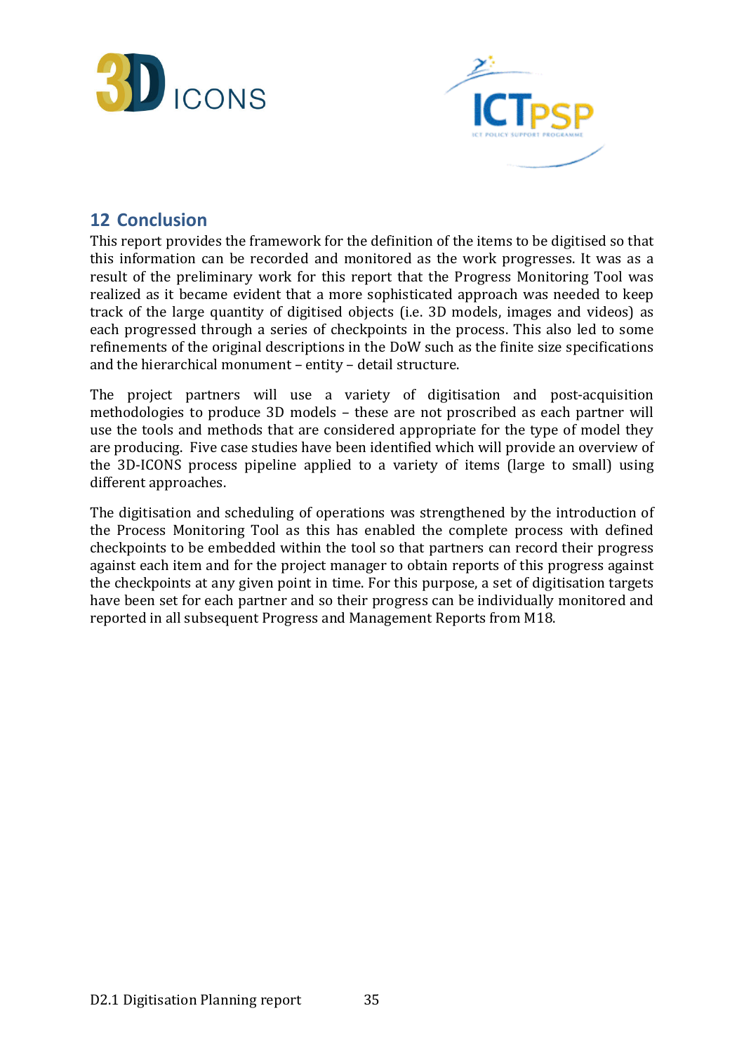## 12 Conclusion

This report provides the framework for the definition of the items to be digitised so that this information can be recorded and monitored as the work progresses. It was as a result of the preliminary work for this report that the Progress Monitoring Tool was realized as it became evident that a more sophisticated approach was needed to keep track of the large quantity of digitised objects (i.e. 3D models, images and videos) as each progressed through a series of checkpoints in the process. This also led to some refinements of the original descriptions in the DoW such as the finite size specifications and the hierarchical monument – entity – detail structure.

The project partners will use a variety of digitisation and post-acquisition methodologies to produce 3D models – these are not proscribed as each partner will use the tools and methods that are considered appropriate for the type of model they are producing. Five case studies have been identified which will provide an overview of the 3D-ICONS process pipeline applied to a variety of items (large to small) using different approaches.

The digitisation and scheduling of operations was strengthened by the introduction of the Process Monitoring Tool as this has enabled the complete process with defined checkpoints to be embedded within the tool so that partners can record their progress against each item and for the project manager to obtain reports of this progress against the checkpoints at any given point in time. For this purpose, a set of digitisation targets have been set for each partner and so their progress can be individually monitored and reported in all subsequent Progress and Management Reports from M18.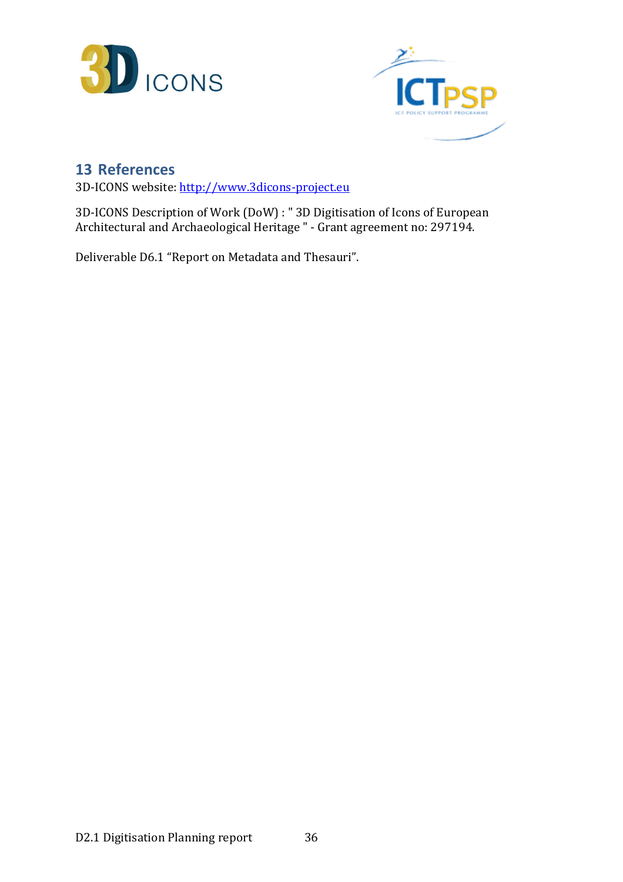# 13 References

3D-ICONS website: http://www.3dicons-project.eu

3D-ICONS Description of Work (DoW) : " 3D Digitisation of Icons of European Architectural and Archaeological Heritage " - Grant agreement no: 297194.

Deliverable D6.1 “Report on Metadata and Thesauri”.